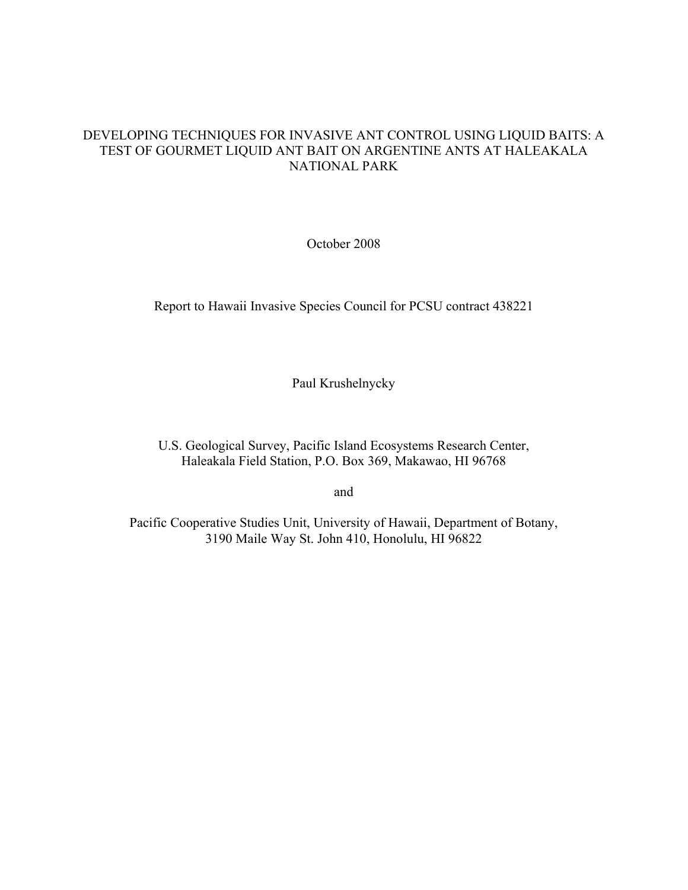# DEVELOPING TECHNIQUES FOR INVASIVE ANT CONTROL USING LIQUID BAITS: A TEST OF GOURMET LIQUID ANT BAIT ON ARGENTINE ANTS AT HALEAKALA NATIONAL PARK

October 2008

Report to Hawaii Invasive Species Council for PCSU contract 438221

Paul Krushelnycky

U.S. Geological Survey, Pacific Island Ecosystems Research Center,
Haleakala Field Station, P.O. Box 369, Makawao, HI 96768

and

Pacific Cooperative Studies Unit, University of Hawaii, Department of Botany,
3190 Maile Way St. John 410, Honolulu, HI 96822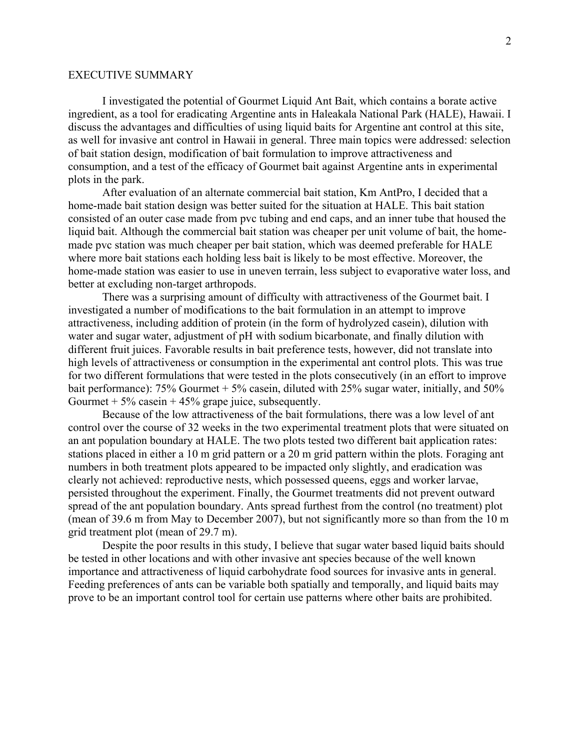# EXECUTIVE SUMMARY

I investigated the potential of Gourmet Liquid Ant Bait, which contains a borate active ingredient, as a tool for eradicating Argentine ants in Haleakala National Park (HALE), Hawaii. I discuss the advantages and difficulties of using liquid baits for Argentine ant control at this site, as well for invasive ant control in Hawaii in general. Three main topics were addressed: selection of bait station design, modification of bait formulation to improve attractiveness and consumption, and a test of the efficacy of Gourmet bait against Argentine ants in experimental plots in the park.

After evaluation of an alternate commercial bait station, Km AntPro, I decided that a home-made bait station design was better suited for the situation at HALE. This bait station consisted of an outer case made from pvc tubing and end caps, and an inner tube that housed the liquid bait. Although the commercial bait station was cheaper per unit volume of bait, the home-made pvc station was much cheaper per bait station, which was deemed preferable for HALE where more bait stations each holding less bait is likely to be most effective. Moreover, the home-made station was easier to use in uneven terrain, less subject to evaporative water loss, and better at excluding non-target arthropods.

There was a surprising amount of difficulty with attractiveness of the Gourmet bait. I investigated a number of modifications to the bait formulation in an attempt to improve attractiveness, including addition of protein (in the form of hydrolyzed casein), dilution with water and sugar water, adjustment of pH with sodium bicarbonate, and finally dilution with different fruit juices. Favorable results in bait preference tests, however, did not translate into high levels of attractiveness or consumption in the experimental ant control plots. This was true for two different formulations that were tested in the plots consecutively (in an effort to improve bait performance): 75% Gourmet + 5% casein, diluted with 25% sugar water, initially, and 50% Gourmet + 5% casein + 45% grape juice, subsequently.

Because of the low attractiveness of the bait formulations, there was a low level of ant control over the course of 32 weeks in the two experimental treatment plots that were situated on an ant population boundary at HALE. The two plots tested two different bait application rates: stations placed in either a 10 m grid pattern or a 20 m grid pattern within the plots. Foraging ant numbers in both treatment plots appeared to be impacted only slightly, and eradication was clearly not achieved: reproductive nests, which possessed queens, eggs and worker larvae, persisted throughout the experiment. Finally, the Gourmet treatments did not prevent outward spread of the ant population boundary. Ants spread furthest from the control (no treatment) plot (mean of 39.6 m from May to December 2007), but not significantly more so than from the 10 m grid treatment plot (mean of 29.7 m).

Despite the poor results in this study, I believe that sugar water based liquid baits should be tested in other locations and with other invasive ant species because of the well known importance and attractiveness of liquid carbohydrate food sources for invasive ants in general. Feeding preferences of ants can be variable both spatially and temporally, and liquid baits may prove to be an important control tool for certain use patterns where other baits are prohibited.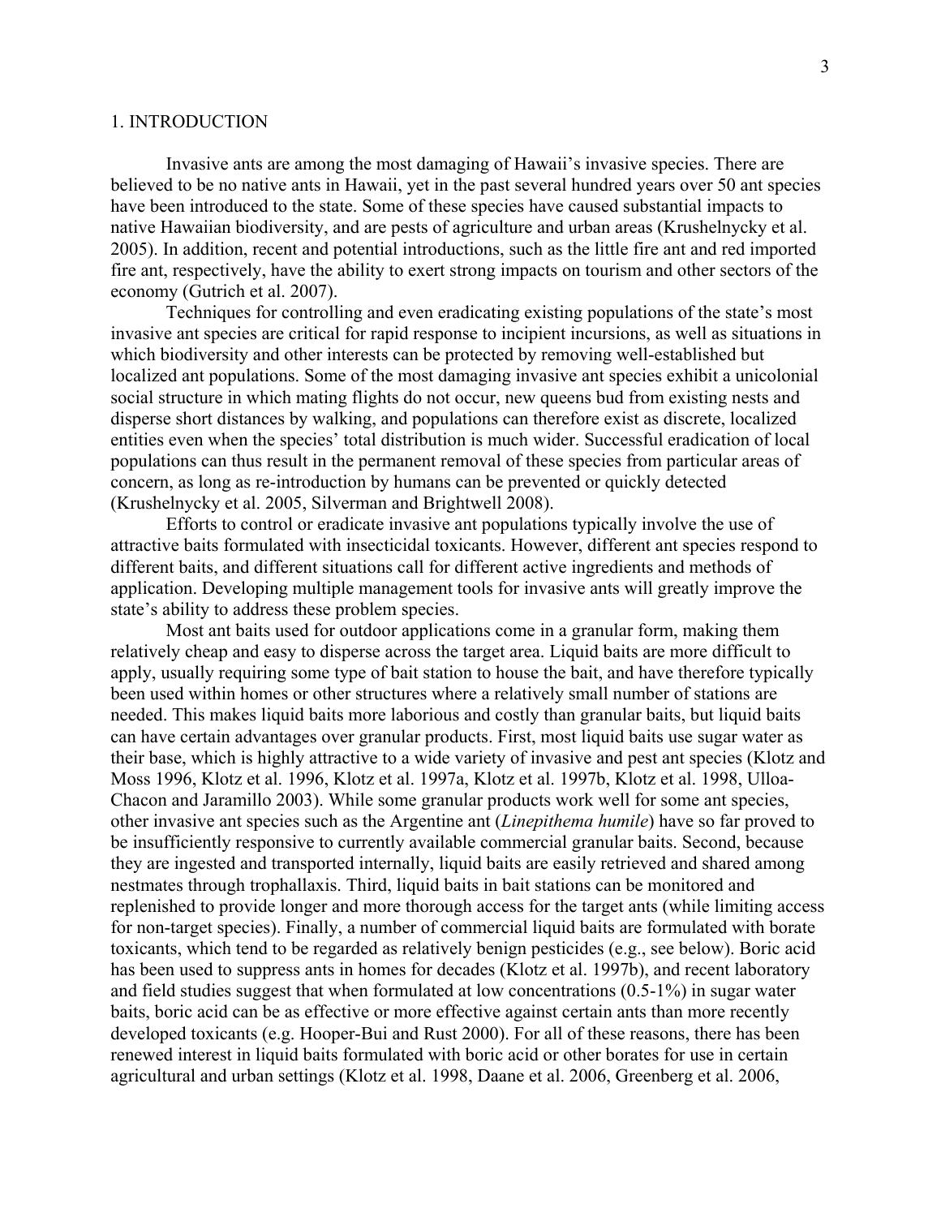## 1. INTRODUCTION

Invasive ants are among the most damaging of Hawaii's invasive species. There are believed to be no native ants in Hawaii, yet in the past several hundred years over 50 ant species have been introduced to the state. Some of these species have caused substantial impacts to native Hawaiian biodiversity, and are pests of agriculture and urban areas (Krushelnycky et al. 2005). In addition, recent and potential introductions, such as the little fire ant and red imported fire ant, respectively, have the ability to exert strong impacts on tourism and other sectors of the economy (Gutrich et al. 2007).

Techniques for controlling and even eradicating existing populations of the state's most invasive ant species are critical for rapid response to incipient incursions, as well as situations in which biodiversity and other interests can be protected by removing well-established but localized ant populations. Some of the most damaging invasive ant species exhibit a unicolonial social structure in which mating flights do not occur, new queens bud from existing nests and disperse short distances by walking, and populations can therefore exist as discrete, localized entities even when the species' total distribution is much wider. Successful eradication of local populations can thus result in the permanent removal of these species from particular areas of concern, as long as re-introduction by humans can be prevented or quickly detected (Krushelnycky et al. 2005, Silverman and Brightwell 2008).

Efforts to control or eradicate invasive ant populations typically involve the use of attractive baits formulated with insecticidal toxicants. However, different ant species respond to different baits, and different situations call for different active ingredients and methods of application. Developing multiple management tools for invasive ants will greatly improve the state's ability to address these problem species.

Most ant baits used for outdoor applications come in a granular form, making them relatively cheap and easy to disperse across the target area. Liquid baits are more difficult to apply, usually requiring some type of bait station to house the bait, and have therefore typically been used within homes or other structures where a relatively small number of stations are needed. This makes liquid baits more laborious and costly than granular baits, but liquid baits can have certain advantages over granular products. First, most liquid baits use sugar water as their base, which is highly attractive to a wide variety of invasive and pest ant species (Klotz and Moss 1996, Klotz et al. 1996, Klotz et al. 1997a, Klotz et al. 1997b, Klotz et al. 1998, Ulloa-Chacon and Jaramillo 2003). While some granular products work well for some ant species, other invasive ant species such as the Argentine ant (*Linepithema humile*) have so far proved to be insufficiently responsive to currently available commercial granular baits. Second, because they are ingested and transported internally, liquid baits are easily retrieved and shared among nestmates through trophallaxis. Third, liquid baits in bait stations can be monitored and replenished to provide longer and more thorough access for the target ants (while limiting access for non-target species). Finally, a number of commercial liquid baits are formulated with borate toxicants, which tend to be regarded as relatively benign pesticides (e.g., see below). Boric acid has been used to suppress ants in homes for decades (Klotz et al. 1997b), and recent laboratory and field studies suggest that when formulated at low concentrations (0.5-1%) in sugar water baits, boric acid can be as effective or more effective against certain ants than more recently developed toxicants (e.g. Hooper-Bui and Rust 2000). For all of these reasons, there has been renewed interest in liquid baits formulated with boric acid or other borates for use in certain agricultural and urban settings (Klotz et al. 1998, Daane et al. 2006, Greenberg et al. 2006,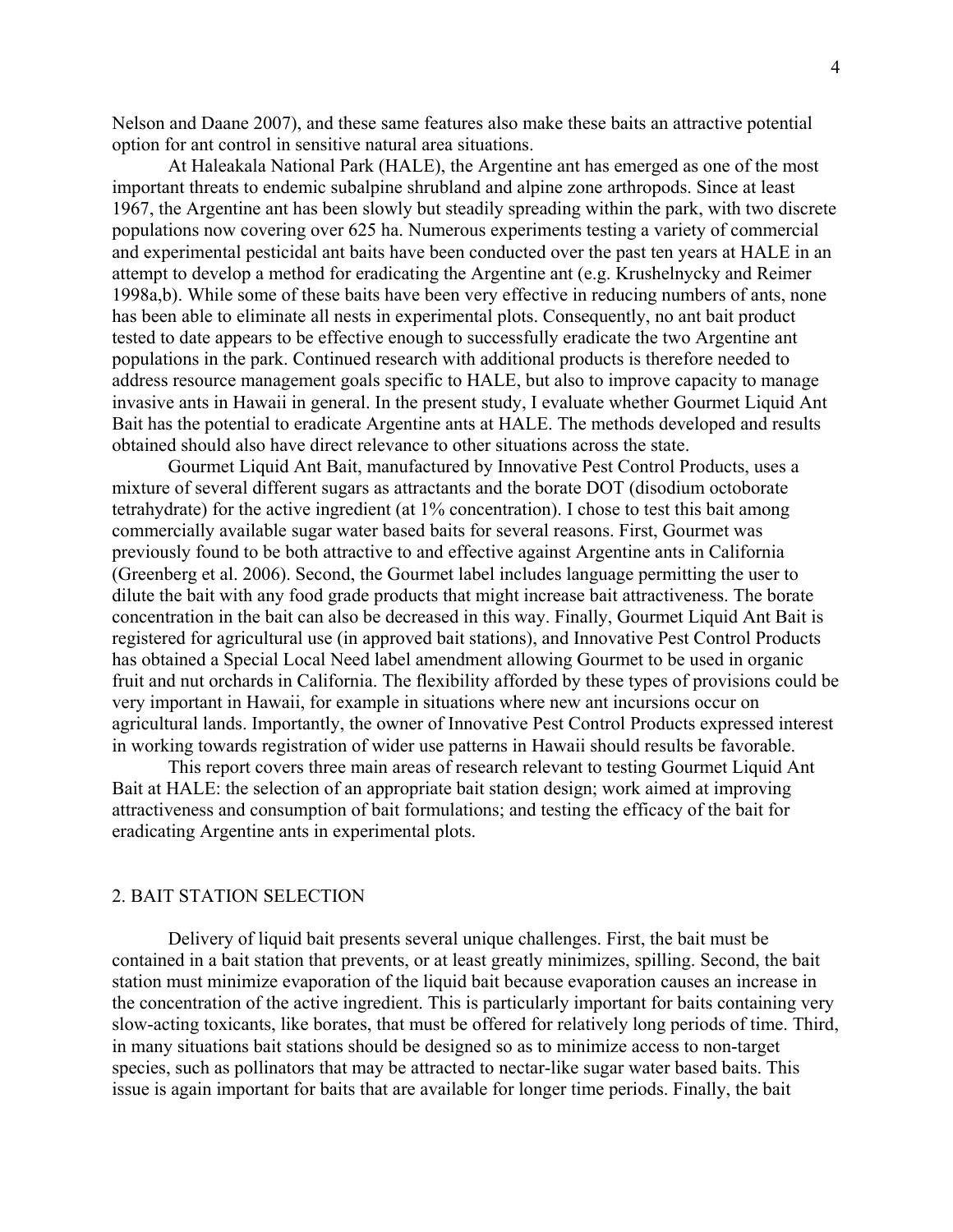Nelson and Daane 2007), and these same features also make these baits an attractive potential option for ant control in sensitive natural area situations.

At Haleakala National Park (HALE), the Argentine ant has emerged as one of the most important threats to endemic subalpine shrubland and alpine zone arthropods. Since at least 1967, the Argentine ant has been slowly but steadily spreading within the park, with two discrete populations now covering over 625 ha. Numerous experiments testing a variety of commercial and experimental pesticidal ant baits have been conducted over the past ten years at HALE in an attempt to develop a method for eradicating the Argentine ant (e.g. Krushelnycky and Reimer 1998a,b). While some of these baits have been very effective in reducing numbers of ants, none has been able to eliminate all nests in experimental plots. Consequently, no ant bait product tested to date appears to be effective enough to successfully eradicate the two Argentine ant populations in the park. Continued research with additional products is therefore needed to address resource management goals specific to HALE, but also to improve capacity to manage invasive ants in Hawaii in general. In the present study, I evaluate whether Gourmet Liquid Ant Bait has the potential to eradicate Argentine ants at HALE. The methods developed and results obtained should also have direct relevance to other situations across the state.

Gourmet Liquid Ant Bait, manufactured by Innovative Pest Control Products, uses a mixture of several different sugars as attractants and the borate DOT (disodium octoborate tetrahydrate) for the active ingredient (at 1% concentration). I chose to test this bait among commercially available sugar water based baits for several reasons. First, Gourmet was previously found to be both attractive to and effective against Argentine ants in California (Greenberg et al. 2006). Second, the Gourmet label includes language permitting the user to dilute the bait with any food grade products that might increase bait attractiveness. The borate concentration in the bait can also be decreased in this way. Finally, Gourmet Liquid Ant Bait is registered for agricultural use (in approved bait stations), and Innovative Pest Control Products has obtained a Special Local Need label amendment allowing Gourmet to be used in organic fruit and nut orchards in California. The flexibility afforded by these types of provisions could be very important in Hawaii, for example in situations where new ant incursions occur on agricultural lands. Importantly, the owner of Innovative Pest Control Products expressed interest in working towards registration of wider use patterns in Hawaii should results be favorable.

This report covers three main areas of research relevant to testing Gourmet Liquid Ant Bait at HALE: the selection of an appropriate bait station design; work aimed at improving attractiveness and consumption of bait formulations; and testing the efficacy of the bait for eradicating Argentine ants in experimental plots.

## 2. BAIT STATION SELECTION

Delivery of liquid bait presents several unique challenges. First, the bait must be contained in a bait station that prevents, or at least greatly minimizes, spilling. Second, the bait station must minimize evaporation of the liquid bait because evaporation causes an increase in the concentration of the active ingredient. This is particularly important for baits containing very slow-acting toxicants, like borates, that must be offered for relatively long periods of time. Third, in many situations bait stations should be designed so as to minimize access to non-target species, such as pollinators that may be attracted to nectar-like sugar water based baits. This issue is again important for baits that are available for longer time periods. Finally, the bait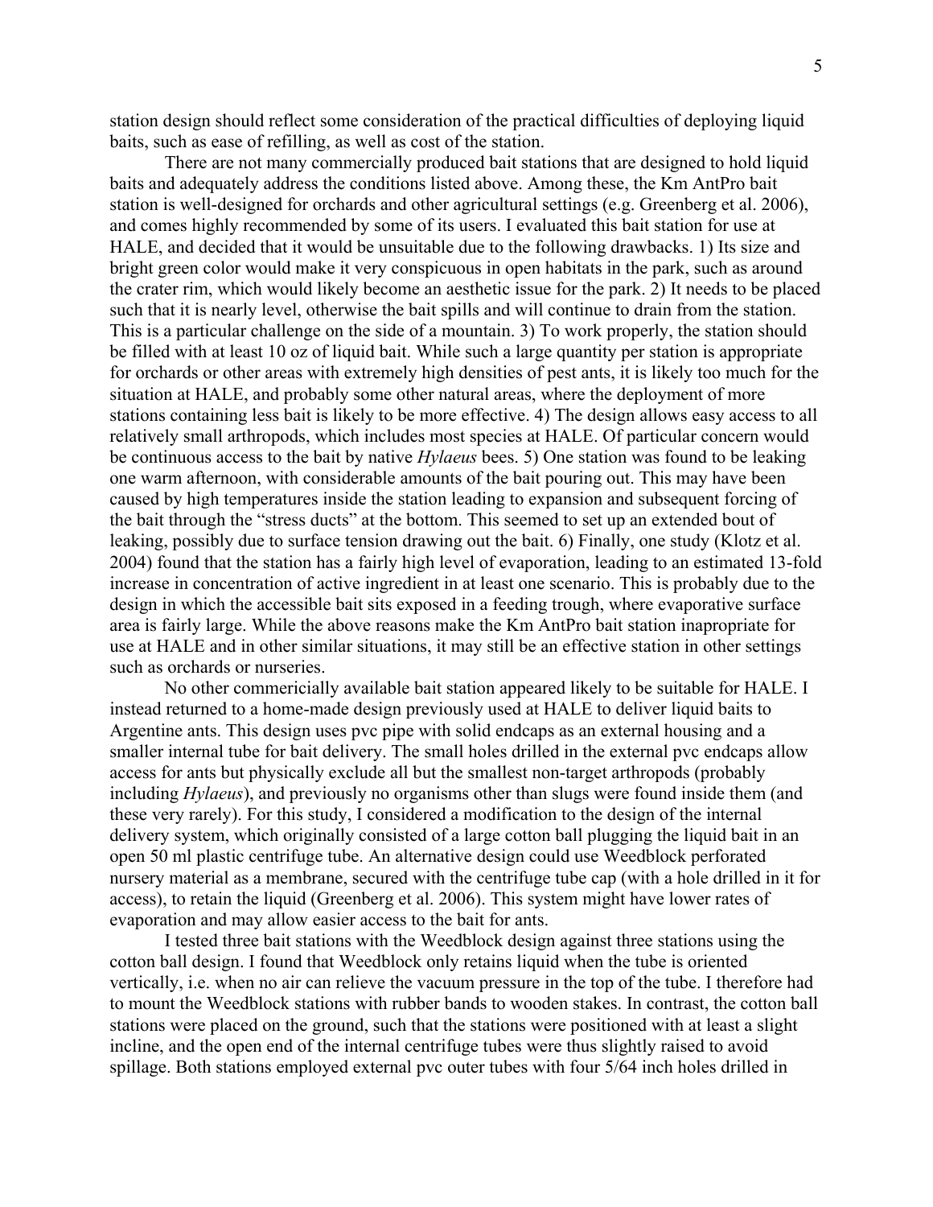station design should reflect some consideration of the practical difficulties of deploying liquid baits, such as ease of refilling, as well as cost of the station.

There are not many commercially produced bait stations that are designed to hold liquid baits and adequately address the conditions listed above. Among these, the Km AntPro bait station is well-designed for orchards and other agricultural settings (e.g. Greenberg et al. 2006), and comes highly recommended by some of its users. I evaluated this bait station for use at HALE, and decided that it would be unsuitable due to the following drawbacks. 1) Its size and bright green color would make it very conspicuous in open habitats in the park, such as around the crater rim, which would likely become an aesthetic issue for the park. 2) It needs to be placed such that it is nearly level, otherwise the bait spills and will continue to drain from the station. This is a particular challenge on the side of a mountain. 3) To work properly, the station should be filled with at least 10 oz of liquid bait. While such a large quantity per station is appropriate for orchards or other areas with extremely high densities of pest ants, it is likely too much for the situation at HALE, and probably some other natural areas, where the deployment of more stations containing less bait is likely to be more effective. 4) The design allows easy access to all relatively small arthropods, which includes most species at HALE. Of particular concern would be continuous access to the bait by native *Hylaeus* bees. 5) One station was found to be leaking one warm afternoon, with considerable amounts of the bait pouring out. This may have been caused by high temperatures inside the station leading to expansion and subsequent forcing of the bait through the "stress ducts" at the bottom. This seemed to set up an extended bout of leaking, possibly due to surface tension drawing out the bait. 6) Finally, one study (Klotz et al. 2004) found that the station has a fairly high level of evaporation, leading to an estimated 13-fold increase in concentration of active ingredient in at least one scenario. This is probably due to the design in which the accessible bait sits exposed in a feeding trough, where evaporative surface area is fairly large. While the above reasons make the Km AntPro bait station inapropriate for use at HALE and in other similar situations, it may still be an effective station in other settings such as orchards or nurseries.

No other commericially available bait station appeared likely to be suitable for HALE. I instead returned to a home-made design previously used at HALE to deliver liquid baits to Argentine ants. This design uses pvc pipe with solid endcaps as an external housing and a smaller internal tube for bait delivery. The small holes drilled in the external pvc endcaps allow access for ants but physically exclude all but the smallest non-target arthropods (probably including *Hylaeus*), and previously no organisms other than slugs were found inside them (and these very rarely). For this study, I considered a modification to the design of the internal delivery system, which originally consisted of a large cotton ball plugging the liquid bait in an open 50 ml plastic centrifuge tube. An alternative design could use Weedblock perforated nursery material as a membrane, secured with the centrifuge tube cap (with a hole drilled in it for access), to retain the liquid (Greenberg et al. 2006). This system might have lower rates of evaporation and may allow easier access to the bait for ants.

I tested three bait stations with the Weedblock design against three stations using the cotton ball design. I found that Weedblock only retains liquid when the tube is oriented vertically, i.e. when no air can relieve the vacuum pressure in the top of the tube. I therefore had to mount the Weedblock stations with rubber bands to wooden stakes. In contrast, the cotton ball stations were placed on the ground, such that the stations were positioned with at least a slight incline, and the open end of the internal centrifuge tubes were thus slightly raised to avoid spillage. Both stations employed external pvc outer tubes with four 5/64 inch holes drilled in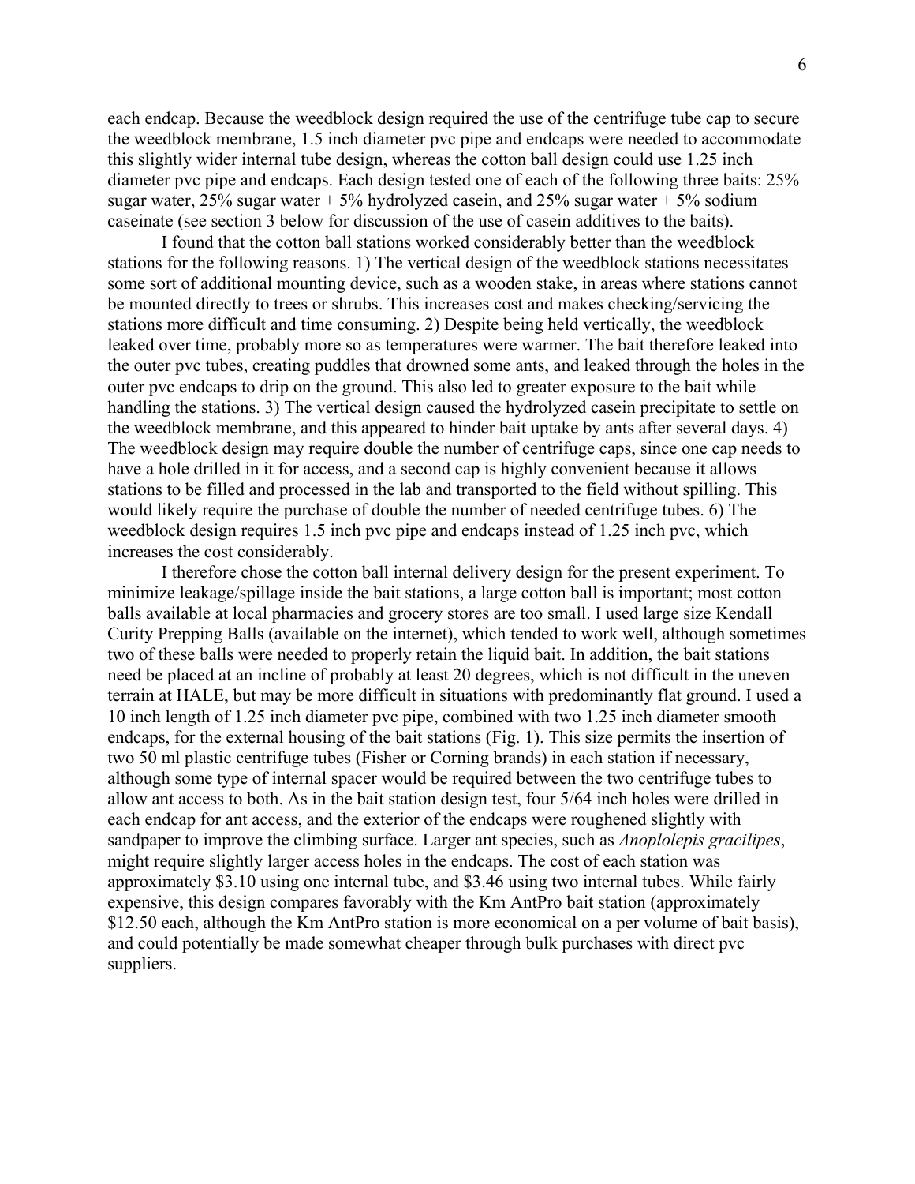each endcap. Because the weedblock design required the use of the centrifuge tube cap to secure the weedblock membrane, 1.5 inch diameter pvc pipe and endcaps were needed to accommodate this slightly wider internal tube design, whereas the cotton ball design could use 1.25 inch diameter pvc pipe and endcaps. Each design tested one of each of the following three baits: 25% sugar water, 25% sugar water + 5% hydrolyzed casein, and 25% sugar water + 5% sodium caseinate (see section 3 below for discussion of the use of casein additives to the baits).

I found that the cotton ball stations worked considerably better than the weedblock stations for the following reasons. 1) The vertical design of the weedblock stations necessitates some sort of additional mounting device, such as a wooden stake, in areas where stations cannot be mounted directly to trees or shrubs. This increases cost and makes checking/servicing the stations more difficult and time consuming. 2) Despite being held vertically, the weedblock leaked over time, probably more so as temperatures were warmer. The bait therefore leaked into the outer pvc tubes, creating puddles that drowned some ants, and leaked through the holes in the outer pvc endcaps to drip on the ground. This also led to greater exposure to the bait while handling the stations. 3) The vertical design caused the hydrolyzed casein precipitate to settle on the weedblock membrane, and this appeared to hinder bait uptake by ants after several days. 4) The weedblock design may require double the number of centrifuge caps, since one cap needs to have a hole drilled in it for access, and a second cap is highly convenient because it allows stations to be filled and processed in the lab and transported to the field without spilling. This would likely require the purchase of double the number of needed centrifuge tubes. 6) The weedblock design requires 1.5 inch pvc pipe and endcaps instead of 1.25 inch pvc, which increases the cost considerably.

I therefore chose the cotton ball internal delivery design for the present experiment. To minimize leakage/spillage inside the bait stations, a large cotton ball is important; most cotton balls available at local pharmacies and grocery stores are too small. I used large size Kendall Curity Prepping Balls (available on the internet), which tended to work well, although sometimes two of these balls were needed to properly retain the liquid bait. In addition, the bait stations need be placed at an incline of probably at least 20 degrees, which is not difficult in the uneven terrain at HALE, but may be more difficult in situations with predominantly flat ground. I used a 10 inch length of 1.25 inch diameter pvc pipe, combined with two 1.25 inch diameter smooth endcaps, for the external housing of the bait stations (Fig. 1). This size permits the insertion of two 50 ml plastic centrifuge tubes (Fisher or Corning brands) in each station if necessary, although some type of internal spacer would be required between the two centrifuge tubes to allow ant access to both. As in the bait station design test, four 5/64 inch holes were drilled in each endcap for ant access, and the exterior of the endcaps were roughened slightly with sandpaper to improve the climbing surface. Larger ant species, such as *Anoplolepis gracilipes*, might require slightly larger access holes in the endcaps. The cost of each station was approximately \$3.10 using one internal tube, and \$3.46 using two internal tubes. While fairly expensive, this design compares favorably with the Km AntPro bait station (approximately \$12.50 each, although the Km AntPro station is more economical on a per volume of bait basis), and could potentially be made somewhat cheaper through bulk purchases with direct pvc suppliers.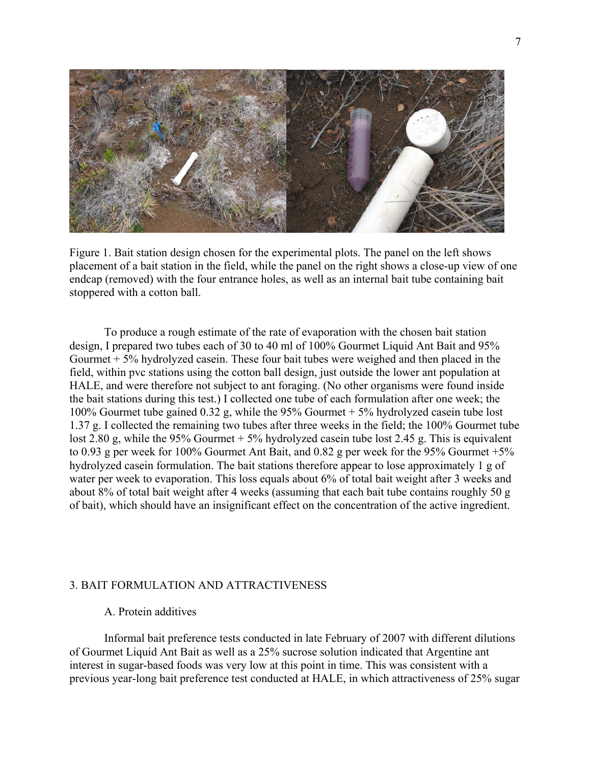Figure 1. Bait station design chosen for the experimental plots. The panel on the left shows placement of a bait station in the field, while the panel on the right shows a close-up view of one endcap (removed) with the four entrance holes, as well as an internal bait tube containing bait stoppered with a cotton ball.

To produce a rough estimate of the rate of evaporation with the chosen bait station design, I prepared two tubes each of 30 to 40 ml of 100% Gourmet Liquid Ant Bait and 95% Gourmet + 5% hydrolyzed casein. These four bait tubes were weighed and then placed in the field, within pvc stations using the cotton ball design, just outside the lower ant population at HALE, and were therefore not subject to ant foraging. (No other organisms were found inside the bait stations during this test.) I collected one tube of each formulation after one week; the 100% Gourmet tube gained 0.32 g, while the 95% Gourmet + 5% hydrolyzed casein tube lost 1.37 g. I collected the remaining two tubes after three weeks in the field; the 100% Gourmet tube lost 2.80 g, while the 95% Gourmet + 5% hydrolyzed casein tube lost 2.45 g. This is equivalent to 0.93 g per week for 100% Gourmet Ant Bait, and 0.82 g per week for the 95% Gourmet +5% hydrolyzed casein formulation. The bait stations therefore appear to lose approximately 1 g of water per week to evaporation. This loss equals about 6% of total bait weight after 3 weeks and about 8% of total bait weight after 4 weeks (assuming that each bait tube contains roughly 50 g of bait), which should have an insignificant effect on the concentration of the active ingredient.

## 3. BAIT FORMULATION AND ATTRACTIVENESS

### A. Protein additives

Informal bait preference tests conducted in late February of 2007 with different dilutions of Gourmet Liquid Ant Bait as well as a 25% sucrose solution indicated that Argentine ant interest in sugar-based foods was very low at this point in time. This was consistent with a previous year-long bait preference test conducted at HALE, in which attractiveness of 25% sugar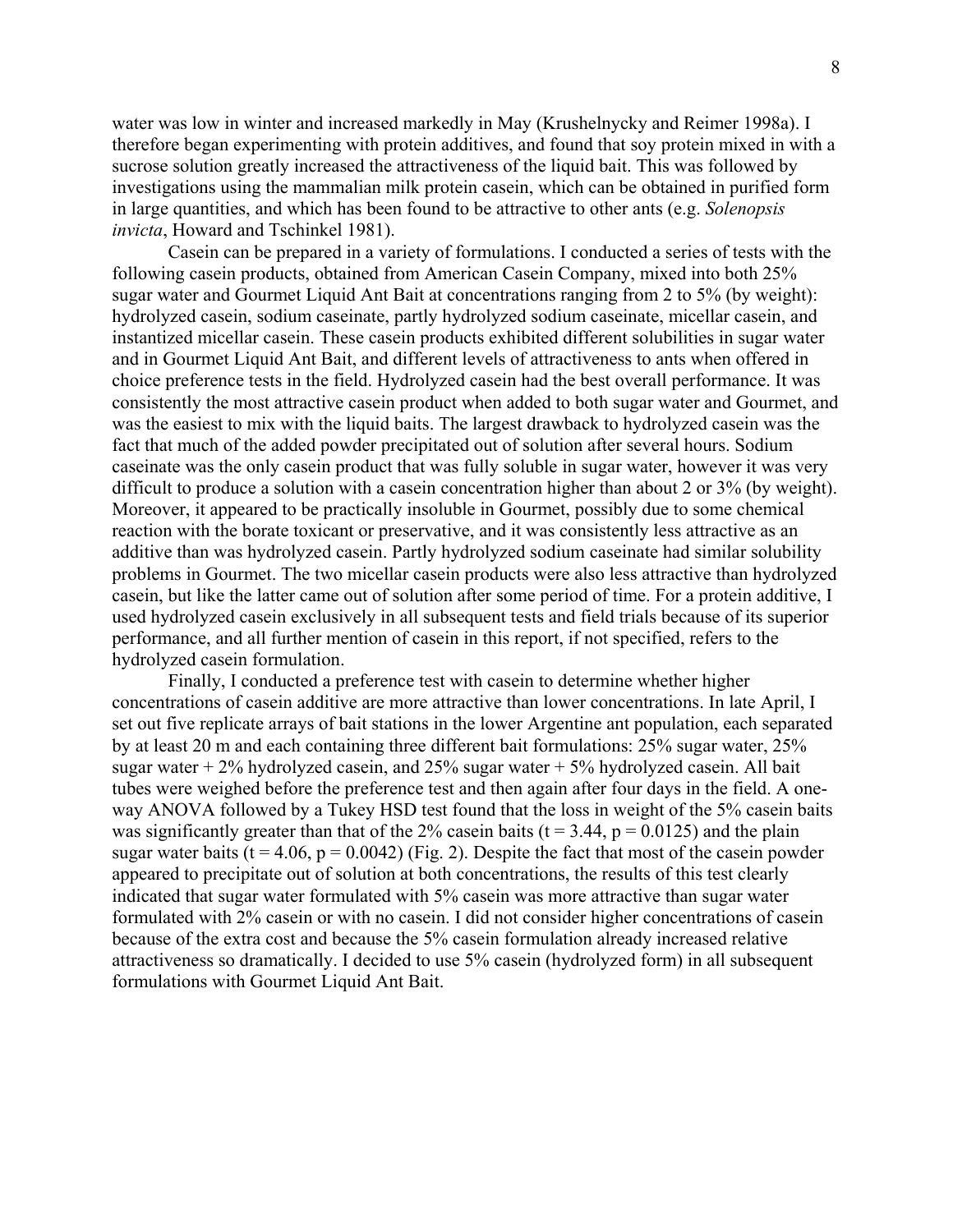water was low in winter and increased markedly in May (Krushelnycky and Reimer 1998a). I therefore began experimenting with protein additives, and found that soy protein mixed in with a sucrose solution greatly increased the attractiveness of the liquid bait. This was followed by investigations using the mammalian milk protein casein, which can be obtained in purified form in large quantities, and which has been found to be attractive to other ants (e.g. *Solenopsis invicta*, Howard and Tschinkel 1981).

Casein can be prepared in a variety of formulations. I conducted a series of tests with the following casein products, obtained from American Casein Company, mixed into both 25% sugar water and Gourmet Liquid Ant Bait at concentrations ranging from 2 to 5% (by weight): hydrolyzed casein, sodium caseinate, partly hydrolyzed sodium caseinate, micellar casein, and instantized micellar casein. These casein products exhibited different solubilities in sugar water and in Gourmet Liquid Ant Bait, and different levels of attractiveness to ants when offered in choice preference tests in the field. Hydrolyzed casein had the best overall performance. It was consistently the most attractive casein product when added to both sugar water and Gourmet, and was the easiest to mix with the liquid baits. The largest drawback to hydrolyzed casein was the fact that much of the added powder precipitated out of solution after several hours. Sodium caseinate was the only casein product that was fully soluble in sugar water, however it was very difficult to produce a solution with a casein concentration higher than about 2 or 3% (by weight). Moreover, it appeared to be practically insoluble in Gourmet, possibly due to some chemical reaction with the borate toxicant or preservative, and it was consistently less attractive as an additive than was hydrolyzed casein. Partly hydrolyzed sodium caseinate had similar solubility problems in Gourmet. The two micellar casein products were also less attractive than hydrolyzed casein, but like the latter came out of solution after some period of time. For a protein additive, I used hydrolyzed casein exclusively in all subsequent tests and field trials because of its superior performance, and all further mention of casein in this report, if not specified, refers to the hydrolyzed casein formulation.

Finally, I conducted a preference test with casein to determine whether higher concentrations of casein additive are more attractive than lower concentrations. In late April, I set out five replicate arrays of bait stations in the lower Argentine ant population, each separated by at least 20 m and each containing three different bait formulations: 25% sugar water, 25% sugar water + 2% hydrolyzed casein, and 25% sugar water + 5% hydrolyzed casein. All bait tubes were weighed before the preference test and then again after four days in the field. A one-way ANOVA followed by a Tukey HSD test found that the loss in weight of the 5% casein baits was significantly greater than that of the 2% casein baits ($t = 3.44$, $p = 0.0125$) and the plain sugar water baits ($t = 4.06$, $p = 0.0042$) (Fig. 2). Despite the fact that most of the casein powder appeared to precipitate out of solution at both concentrations, the results of this test clearly indicated that sugar water formulated with 5% casein was more attractive than sugar water formulated with 2% casein or with no casein. I did not consider higher concentrations of casein because of the extra cost and because the 5% casein formulation already increased relative attractiveness so dramatically. I decided to use 5% casein (hydrolyzed form) in all subsequent formulations with Gourmet Liquid Ant Bait.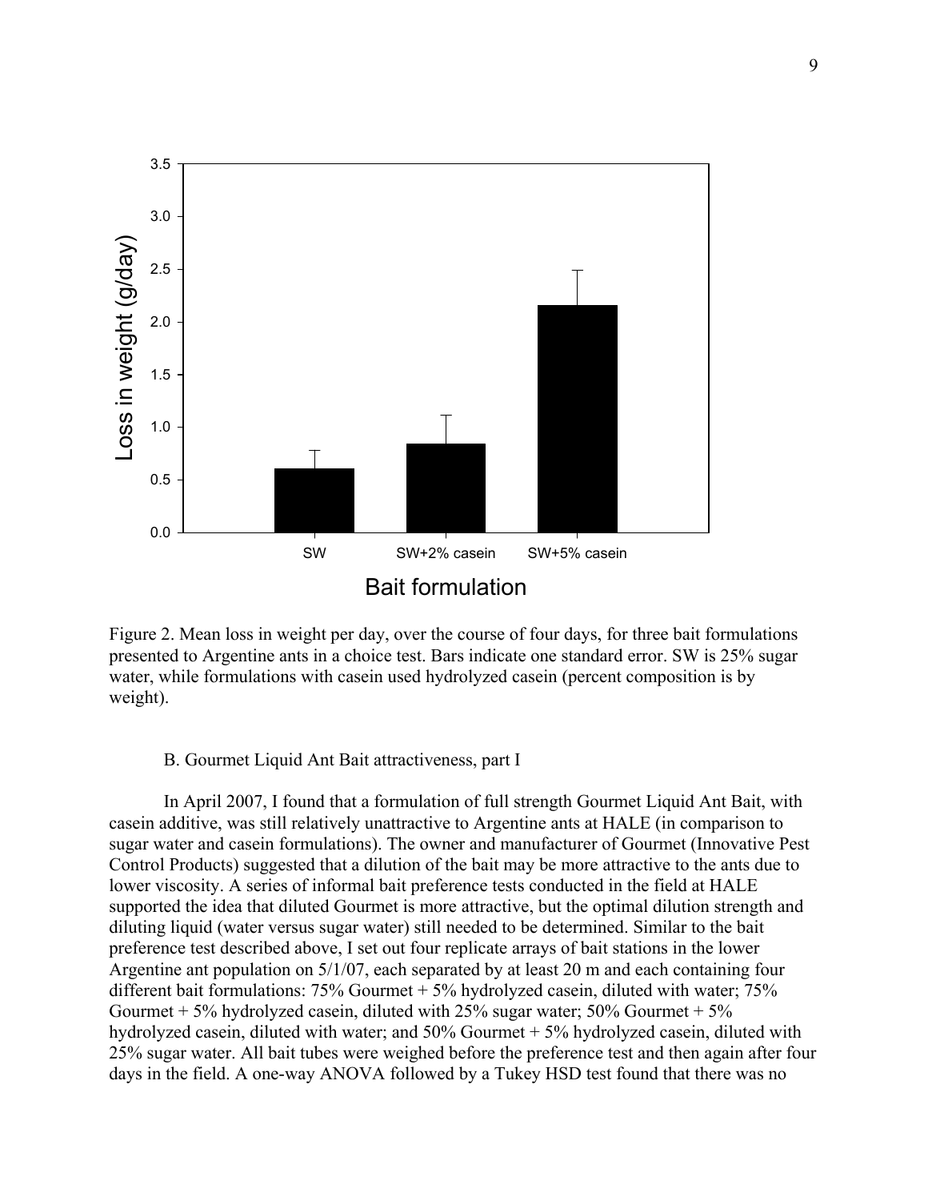3.5
3.0
2.5
2.0
1.5
1.0
0.5
0.0

Loss in weight (g/day)

SW
SW+2% casein
SW+5% casein

Bait formulation

Figure 2. Mean loss in weight per day, over the course of four days, for three bait formulations presented to Argentine ants in a choice test. Bars indicate one standard error. SW is 25% sugar water, while formulations with casein used hydrolyzed casein (percent composition is by weight).

B. Gourmet Liquid Ant Bait attractiveness, part I

In April 2007, I found that a formulation of full strength Gourmet Liquid Ant Bait, with casein additive, was still relatively unattractive to Argentine ants at HALE (in comparison to sugar water and casein formulations). The owner and manufacturer of Gourmet (Innovative Pest Control Products) suggested that a dilution of the bait may be more attractive to the ants due to lower viscosity. A series of informal bait preference tests conducted in the field at HALE supported the idea that diluted Gourmet is more attractive, but the optimal dilution strength and diluting liquid (water versus sugar water) still needed to be determined. Similar to the bait preference test described above, I set out four replicate arrays of bait stations in the lower Argentine ant population on 5/1/07, each separated by at least 20 m and each containing four different bait formulations: 75% Gourmet + 5% hydrolyzed casein, diluted with water; 75% Gourmet + 5% hydrolyzed casein, diluted with 25% sugar water; 50% Gourmet + 5% hydrolyzed casein, diluted with water; and 50% Gourmet + 5% hydrolyzed casein, diluted with 25% sugar water. All bait tubes were weighed before the preference test and then again after four days in the field. A one-way ANOVA followed by a Tukey HSD test found that there was no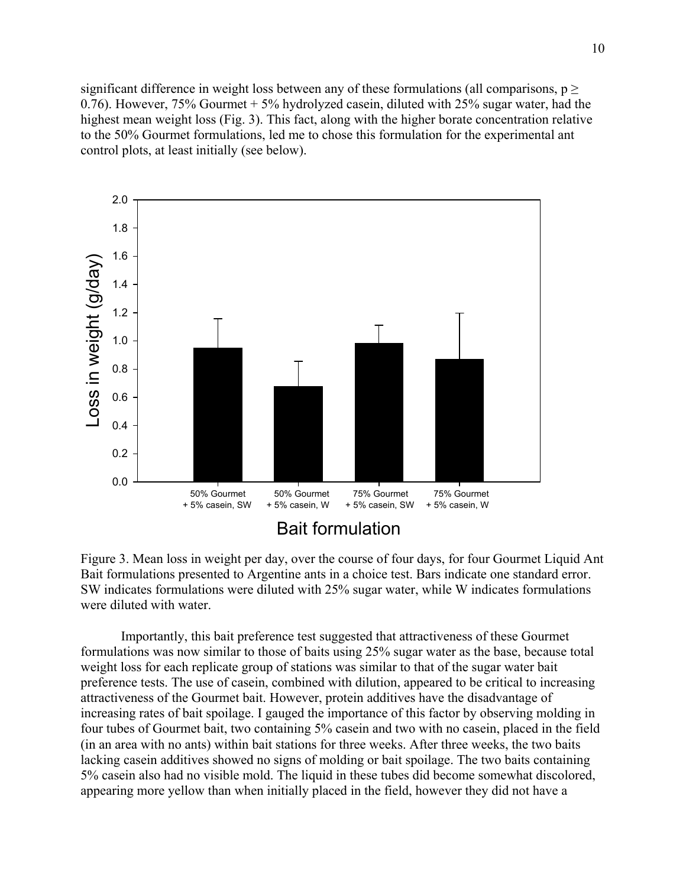significant difference in weight loss between any of these formulations (all comparisons, $p \geq 0.76$). However, 75% Gourmet + 5% hydrolyzed casein, diluted with 25% sugar water, had the highest mean weight loss (Fig. 3). This fact, along with the higher borate concentration relative to the 50% Gourmet formulations, led me to chose this formulation for the experimental ant control plots, at least initially (see below).

Figure 3. Mean loss in weight per day, over the course of four days, for four Gourmet Liquid Ant Bait formulations presented to Argentine ants in a choice test. Bars indicate one standard error. SW indicates formulations were diluted with 25% sugar water, while W indicates formulations were diluted with water.

Importantly, this bait preference test suggested that attractiveness of these Gourmet formulations was now similar to those of baits using 25% sugar water as the base, because total weight loss for each replicate group of stations was similar to that of the sugar water bait preference tests. The use of casein, combined with dilution, appeared to be critical to increasing attractiveness of the Gourmet bait. However, protein additives have the disadvantage of increasing rates of bait spoilage. I gauged the importance of this factor by observing molding in four tubes of Gourmet bait, two containing 5% casein and two with no casein, placed in the field (in an area with no ants) within bait stations for three weeks. After three weeks, the two baits lacking casein additives showed no signs of molding or bait spoilage. The two baits containing 5% casein also had no visible mold. The liquid in these tubes did become somewhat discolored, appearing more yellow than when initially placed in the field, however they did not have a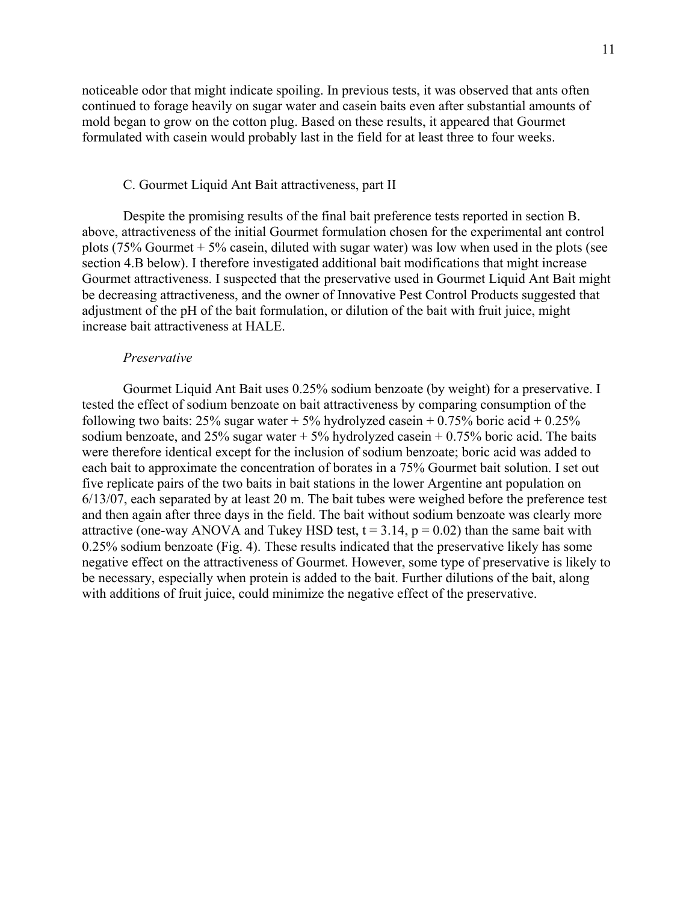noticeable odor that might indicate spoiling. In previous tests, it was observed that ants often continued to forage heavily on sugar water and casein baits even after substantial amounts of mold began to grow on the cotton plug. Based on these results, it appeared that Gourmet formulated with casein would probably last in the field for at least three to four weeks.

### C. Gourmet Liquid Ant Bait attractiveness, part II

Despite the promising results of the final bait preference tests reported in section B. above, attractiveness of the initial Gourmet formulation chosen for the experimental ant control plots (75% Gourmet + 5% casein, diluted with sugar water) was low when used in the plots (see section 4.B below). I therefore investigated additional bait modifications that might increase Gourmet attractiveness. I suspected that the preservative used in Gourmet Liquid Ant Bait might be decreasing attractiveness, and the owner of Innovative Pest Control Products suggested that adjustment of the pH of the bait formulation, or dilution of the bait with fruit juice, might increase bait attractiveness at HALE.

#### *Preservative*

Gourmet Liquid Ant Bait uses 0.25% sodium benzoate (by weight) for a preservative. I tested the effect of sodium benzoate on bait attractiveness by comparing consumption of the following two baits: 25% sugar water + 5% hydrolyzed casein + 0.75% boric acid + 0.25% sodium benzoate, and 25% sugar water + 5% hydrolyzed casein + 0.75% boric acid. The baits were therefore identical except for the inclusion of sodium benzoate; boric acid was added to each bait to approximate the concentration of borates in a 75% Gourmet bait solution. I set out five replicate pairs of the two baits in bait stations in the lower Argentine ant population on 6/13/07, each separated by at least 20 m. The bait tubes were weighed before the preference test and then again after three days in the field. The bait without sodium benzoate was clearly more attractive (one-way ANOVA and Tukey HSD test, $t = 3.14$, $p = 0.02$) than the same bait with 0.25% sodium benzoate (Fig. 4). These results indicated that the preservative likely has some negative effect on the attractiveness of Gourmet. However, some type of preservative is likely to be necessary, especially when protein is added to the bait. Further dilutions of the bait, along with additions of fruit juice, could minimize the negative effect of the preservative.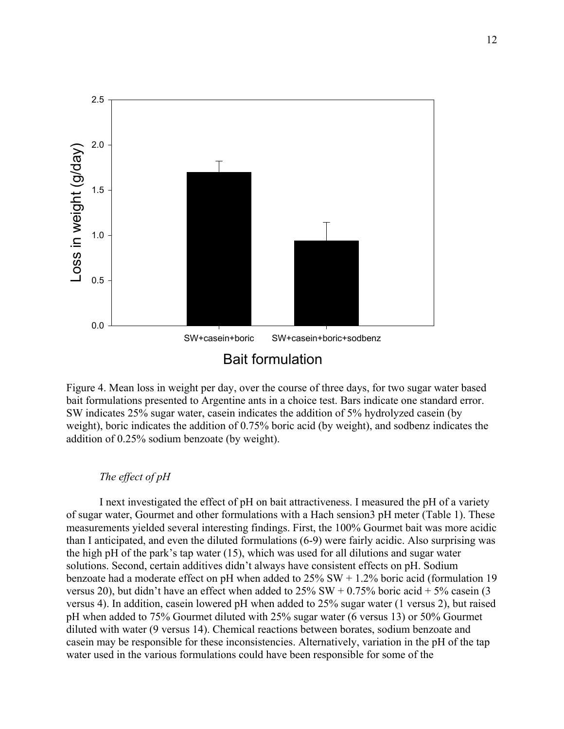2.5

2.0

1.5

1.0

0.5

0.0

Loss in weight (g/day)

SW+casein+boric

SW+casein+boric+sodbenz

Bait formulation

Figure 4. Mean loss in weight per day, over the course of three days, for two sugar water based bait formulations presented to Argentine ants in a choice test. Bars indicate one standard error. SW indicates 25% sugar water, casein indicates the addition of 5% hydrolyzed casein (by weight), boric indicates the addition of 0.75% boric acid (by weight), and sodbenz indicates the addition of 0.25% sodium benzoate (by weight).

*The effect of pH*

I next investigated the effect of pH on bait attractiveness. I measured the pH of a variety of sugar water, Gourmet and other formulations with a Hach sension3 pH meter (Table 1). These measurements yielded several interesting findings. First, the 100% Gourmet bait was more acidic than I anticipated, and even the diluted formulations (6-9) were fairly acidic. Also surprising was the high pH of the park's tap water (15), which was used for all dilutions and sugar water solutions. Second, certain additives didn't always have consistent effects on pH. Sodium benzoate had a moderate effect on pH when added to 25% SW + 1.2% boric acid (formulation 19 versus 20), but didn't have an effect when added to 25% SW + 0.75% boric acid + 5% casein (3 versus 4). In addition, casein lowered pH when added to 25% sugar water (1 versus 2), but raised pH when added to 75% Gourmet diluted with 25% sugar water (6 versus 13) or 50% Gourmet diluted with water (9 versus 14). Chemical reactions between borates, sodium benzoate and casein may be responsible for these inconsistencies. Alternatively, variation in the pH of the tap water used in the various formulations could have been responsible for some of the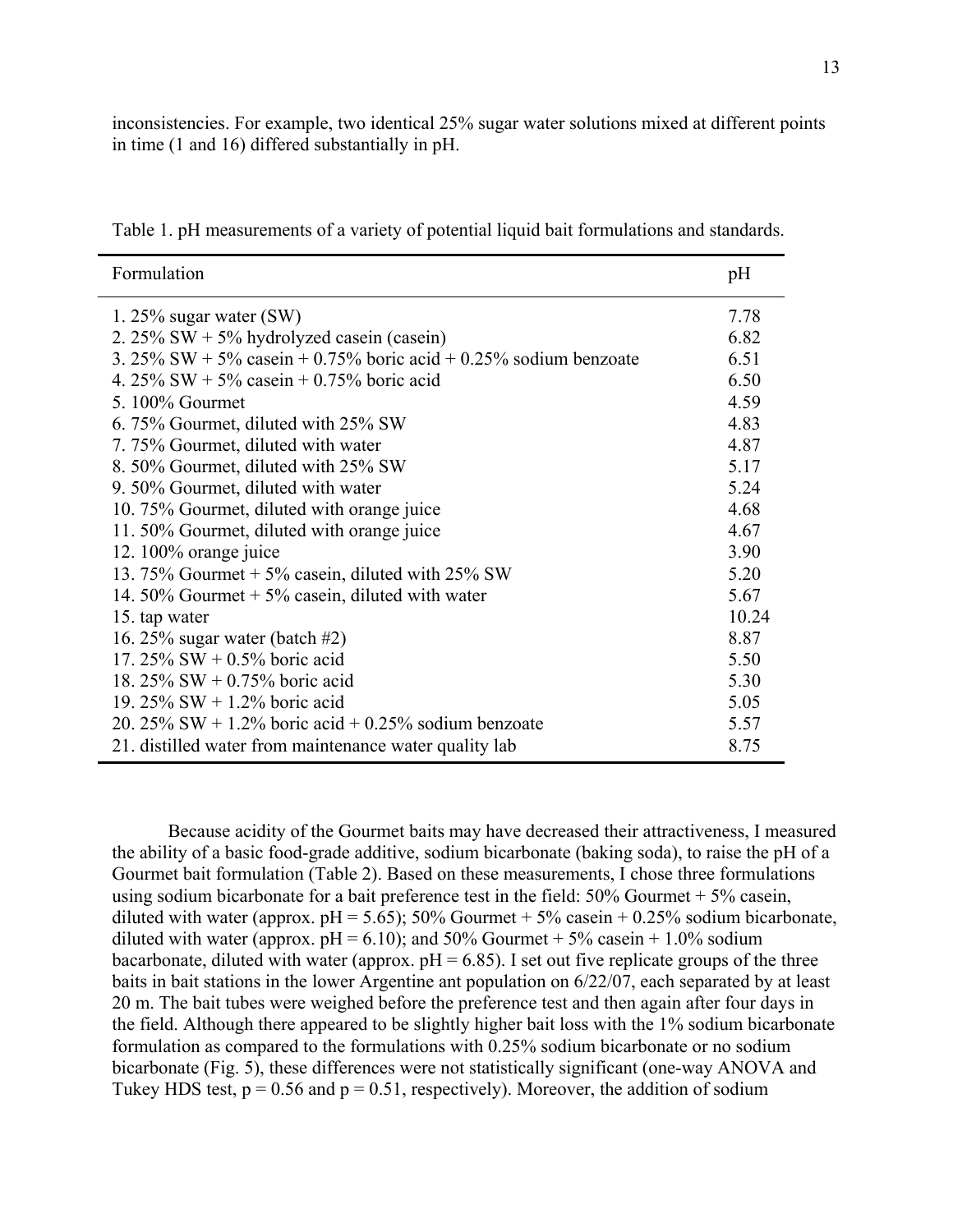inconsistencies. For example, two identical 25% sugar water solutions mixed at different points in time (1 and 16) differed substantially in pH.

Table 1. pH measurements of a variety of potential liquid bait formulations and standards.

| Formulation | pH |
|---|---|
| 1. 25% sugar water (SW) | 7.78 |
| 2. 25% SW + 5% hydrolyzed casein (casein) | 6.82 |
| 3. 25% SW + 5% casein + 0.75% boric acid + 0.25% sodium benzoate | 6.51 |
| 4. 25% SW + 5% casein + 0.75% boric acid | 6.50 |
| 5. 100% Gourmet | 4.59 |
| 6. 75% Gourmet, diluted with 25% SW | 4.83 |
| 7. 75% Gourmet, diluted with water | 4.87 |
| 8. 50% Gourmet, diluted with 25% SW | 5.17 |
| 9. 50% Gourmet, diluted with water | 5.24 |
| 10. 75% Gourmet, diluted with orange juice | 4.68 |
| 11. 50% Gourmet, diluted with orange juice | 4.67 |
| 12. 100% orange juice | 3.90 |
| 13. 75% Gourmet + 5% casein, diluted with 25% SW | 5.20 |
| 14. 50% Gourmet + 5% casein, diluted with water | 5.67 |
| 15. tap water | 10.24 |
| 16. 25% sugar water (batch #2) | 8.87 |
| 17. 25% SW + 0.5% boric acid | 5.50 |
| 18. 25% SW + 0.75% boric acid | 5.30 |
| 19. 25% SW + 1.2% boric acid | 5.05 |
| 20. 25% SW + 1.2% boric acid + 0.25% sodium benzoate | 5.57 |
| 21. distilled water from maintenance water quality lab | 8.75 |

Because acidity of the Gourmet baits may have decreased their attractiveness, I measured the ability of a basic food-grade additive, sodium bicarbonate (baking soda), to raise the pH of a Gourmet bait formulation (Table 2). Based on these measurements, I chose three formulations using sodium bicarbonate for a bait preference test in the field: 50% Gourmet + 5% casein, diluted with water (approx. pH = 5.65); 50% Gourmet + 5% casein + 0.25% sodium bicarbonate, diluted with water (approx. pH = 6.10); and 50% Gourmet + 5% casein + 1.0% sodium bacarbonate, diluted with water (approx. pH = 6.85). I set out five replicate groups of the three baits in bait stations in the lower Argentine ant population on 6/22/07, each separated by at least 20 m. The bait tubes were weighed before the preference test and then again after four days in the field. Although there appeared to be slightly higher bait loss with the 1% sodium bicarbonate formulation as compared to the formulations with 0.25% sodium bicarbonate or no sodium bicarbonate (Fig. 5), these differences were not statistically significant (one-way ANOVA and Tukey HDS test, $p = 0.56$ and $p = 0.51$, respectively). Moreover, the addition of sodium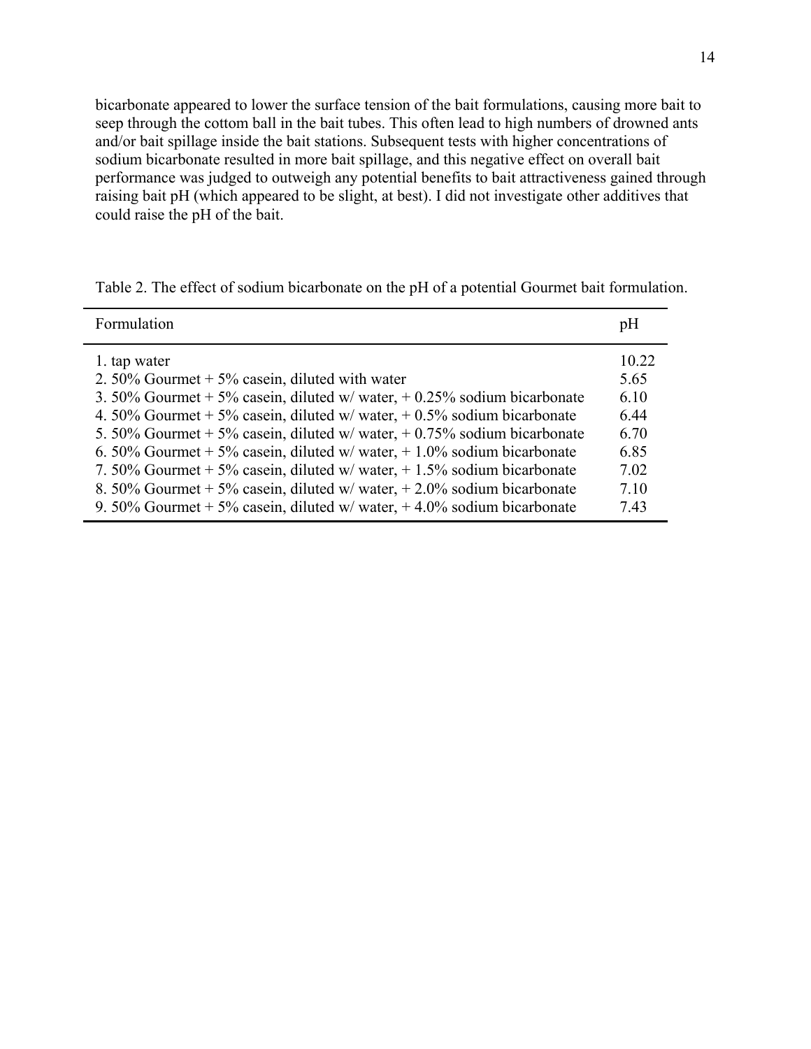bicarbonate appeared to lower the surface tension of the bait formulations, causing more bait to seep through the cottom ball in the bait tubes. This often lead to high numbers of drowned ants and/or bait spillage inside the bait stations. Subsequent tests with higher concentrations of sodium bicarbonate resulted in more bait spillage, and this negative effect on overall bait performance was judged to outweigh any potential benefits to bait attractiveness gained through raising bait pH (which appeared to be slight, at best). I did not investigate other additives that could raise the pH of the bait.

Table 2. The effect of sodium bicarbonate on the pH of a potential Gourmet bait formulation.

| Formulation | pH |
|---|---|
| 1. tap water | 10.22 |
| 2. 50% Gourmet + 5% casein, diluted with water | 5.65 |
| 3. 50% Gourmet + 5% casein, diluted w/ water, + 0.25% sodium bicarbonate | 6.10 |
| 4. 50% Gourmet + 5% casein, diluted w/ water, + 0.5% sodium bicarbonate | 6.44 |
| 5. 50% Gourmet + 5% casein, diluted w/ water, + 0.75% sodium bicarbonate | 6.70 |
| 6. 50% Gourmet + 5% casein, diluted w/ water, + 1.0% sodium bicarbonate | 6.85 |
| 7. 50% Gourmet + 5% casein, diluted w/ water, + 1.5% sodium bicarbonate | 7.02 |
| 8. 50% Gourmet + 5% casein, diluted w/ water, + 2.0% sodium bicarbonate | 7.10 |
| 9. 50% Gourmet + 5% casein, diluted w/ water, + 4.0% sodium bicarbonate | 7.43 |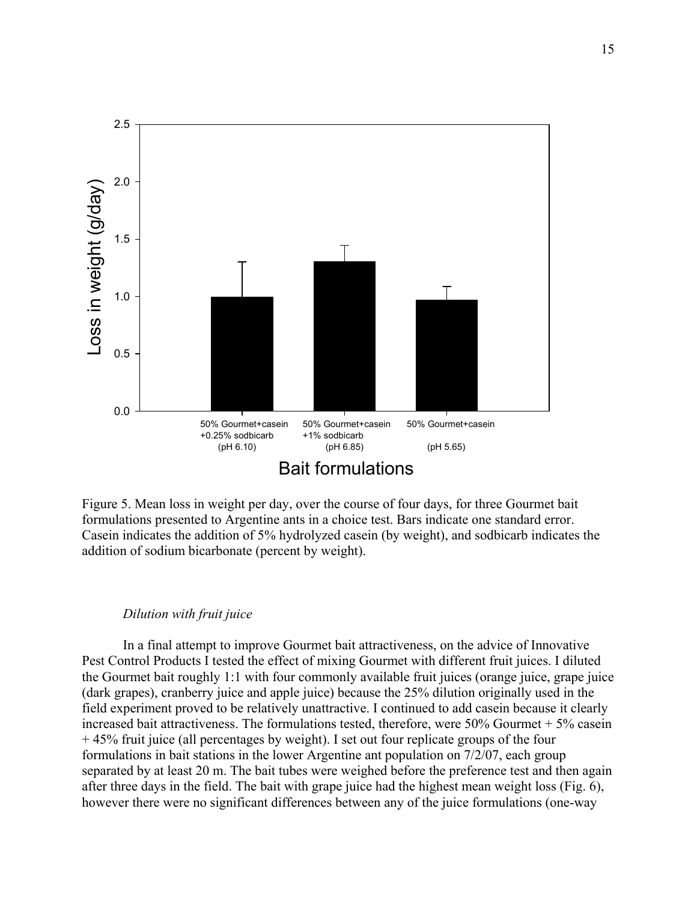Figure 5. Mean loss in weight per day, over the course of four days, for three Gourmet bait formulations presented to Argentine ants in a choice test. Bars indicate one standard error. Casein indicates the addition of 5% hydrolyzed casein (by weight), and sodbicarb indicates the addition of sodium bicarbonate (percent by weight).

*Dilution with fruit juice*

In a final attempt to improve Gourmet bait attractiveness, on the advice of Innovative Pest Control Products I tested the effect of mixing Gourmet with different fruit juices. I diluted the Gourmet bait roughly 1:1 with four commonly available fruit juices (orange juice, grape juice (dark grapes), cranberry juice and apple juice) because the 25% dilution originally used in the field experiment proved to be relatively unattractive. I continued to add casein because it clearly increased bait attractiveness. The formulations tested, therefore, were 50% Gourmet + 5% casein + 45% fruit juice (all percentages by weight). I set out four replicate groups of the four formulations in bait stations in the lower Argentine ant population on 7/2/07, each group separated by at least 20 m. The bait tubes were weighed before the preference test and then again after three days in the field. The bait with grape juice had the highest mean weight loss (Fig. 6), however there were no significant differences between any of the juice formulations (one-way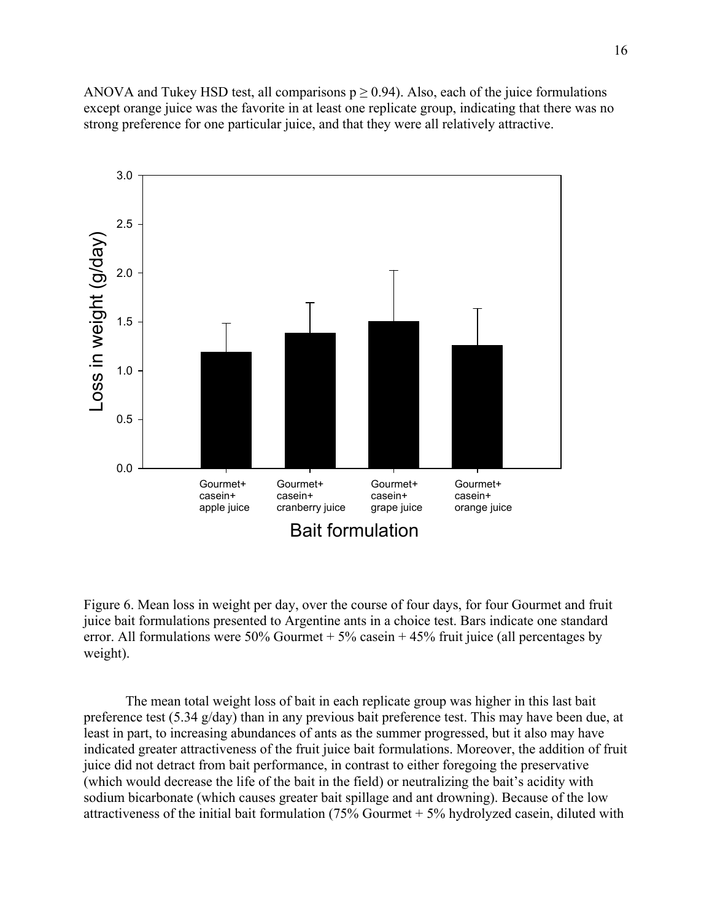ANOVA and Tukey HSD test, all comparisons $p \geq 0.94$). Also, each of the juice formulations except orange juice was the favorite in at least one replicate group, indicating that there was no strong preference for one particular juice, and that they were all relatively attractive.

Loss in weight (g/day)

3.0
2.5
2.0
1.5
1.0
0.5
0.0

Gourmet+ casein+ apple juice
Gourmet+ casein+ cranberry juice
Gourmet+ casein+ grape juice
Gourmet+ casein+ orange juice

Bait formulation

Figure 6. Mean loss in weight per day, over the course of four days, for four Gourmet and fruit juice bait formulations presented to Argentine ants in a choice test. Bars indicate one standard error. All formulations were 50% Gourmet + 5% casein + 45% fruit juice (all percentages by weight).

The mean total weight loss of bait in each replicate group was higher in this last bait preference test (5.34 g/day) than in any previous bait preference test. This may have been due, at least in part, to increasing abundances of ants as the summer progressed, but it also may have indicated greater attractiveness of the fruit juice bait formulations. Moreover, the addition of fruit juice did not detract from bait performance, in contrast to either foregoing the preservative (which would decrease the life of the bait in the field) or neutralizing the bait's acidity with sodium bicarbonate (which causes greater bait spillage and ant drowning). Because of the low attractiveness of the initial bait formulation (75% Gourmet + 5% hydrolyzed casein, diluted with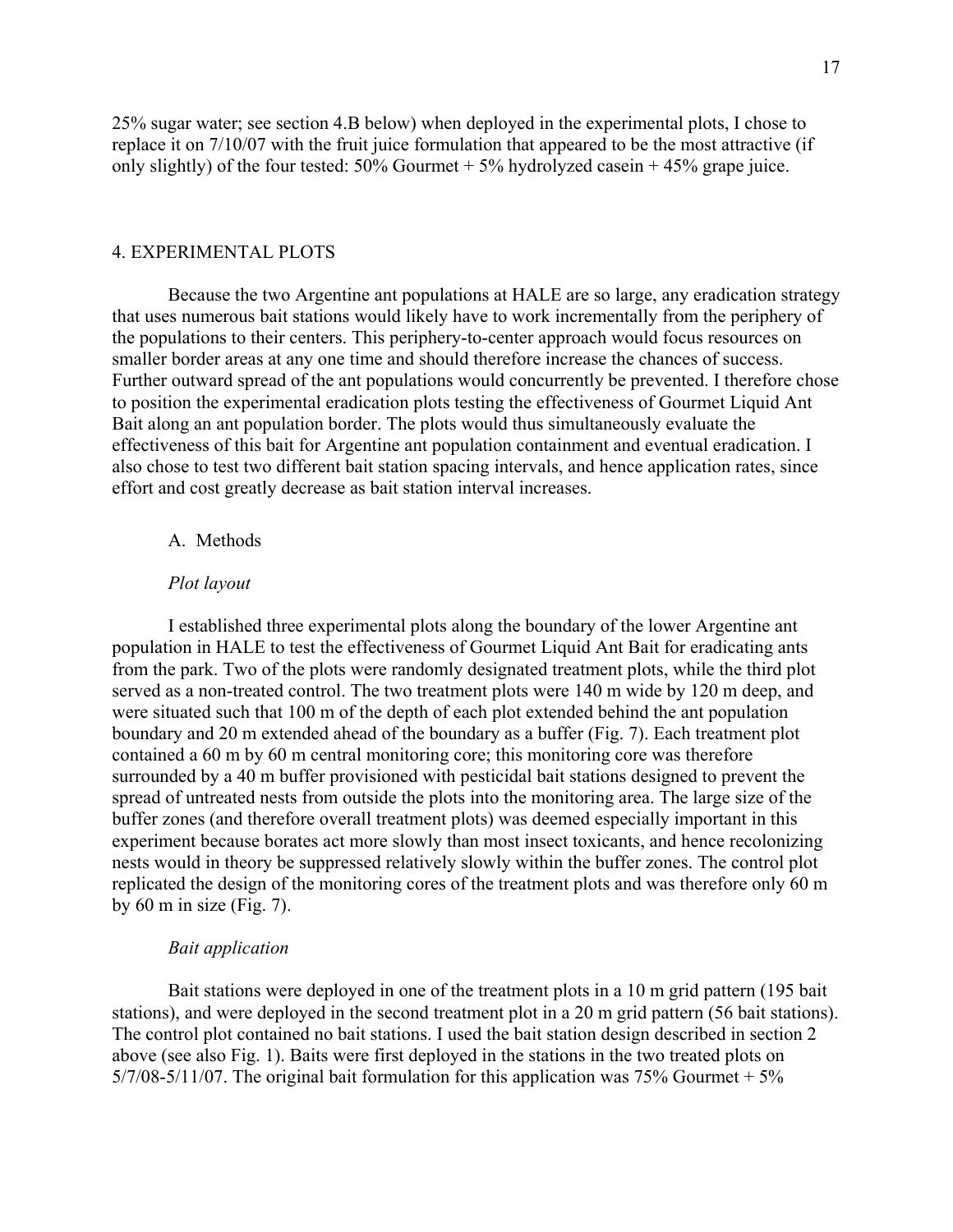25% sugar water; see section 4.B below) when deployed in the experimental plots, I chose to replace it on 7/10/07 with the fruit juice formulation that appeared to be the most attractive (if only slightly) of the four tested: 50% Gourmet + 5% hydrolyzed casein + 45% grape juice.

## 4. EXPERIMENTAL PLOTS

Because the two Argentine ant populations at HALE are so large, any eradication strategy that uses numerous bait stations would likely have to work incrementally from the periphery of the populations to their centers. This periphery-to-center approach would focus resources on smaller border areas at any one time and should therefore increase the chances of success. Further outward spread of the ant populations would concurrently be prevented. I therefore chose to position the experimental eradication plots testing the effectiveness of Gourmet Liquid Ant Bait along an ant population border. The plots would thus simultaneously evaluate the effectiveness of this bait for Argentine ant population containment and eventual eradication. I also chose to test two different bait station spacing intervals, and hence application rates, since effort and cost greatly decrease as bait station interval increases.

### A. Methods

*Plot layout*

I established three experimental plots along the boundary of the lower Argentine ant population in HALE to test the effectiveness of Gourmet Liquid Ant Bait for eradicating ants from the park. Two of the plots were randomly designated treatment plots, while the third plot served as a non-treated control. The two treatment plots were 140 m wide by 120 m deep, and were situated such that 100 m of the depth of each plot extended behind the ant population boundary and 20 m extended ahead of the boundary as a buffer (Fig. 7). Each treatment plot contained a 60 m by 60 m central monitoring core; this monitoring core was therefore surrounded by a 40 m buffer provisioned with pesticidal bait stations designed to prevent the spread of untreated nests from outside the plots into the monitoring area. The large size of the buffer zones (and therefore overall treatment plots) was deemed especially important in this experiment because borates act more slowly than most insect toxicants, and hence recolonizing nests would in theory be suppressed relatively slowly within the buffer zones. The control plot replicated the design of the monitoring cores of the treatment plots and was therefore only 60 m by 60 m in size (Fig. 7).

*Bait application*

Bait stations were deployed in one of the treatment plots in a 10 m grid pattern (195 bait stations), and were deployed in the second treatment plot in a 20 m grid pattern (56 bait stations). The control plot contained no bait stations. I used the bait station design described in section 2 above (see also Fig. 1). Baits were first deployed in the stations in the two treated plots on 5/7/08-5/11/07. The original bait formulation for this application was 75% Gourmet + 5%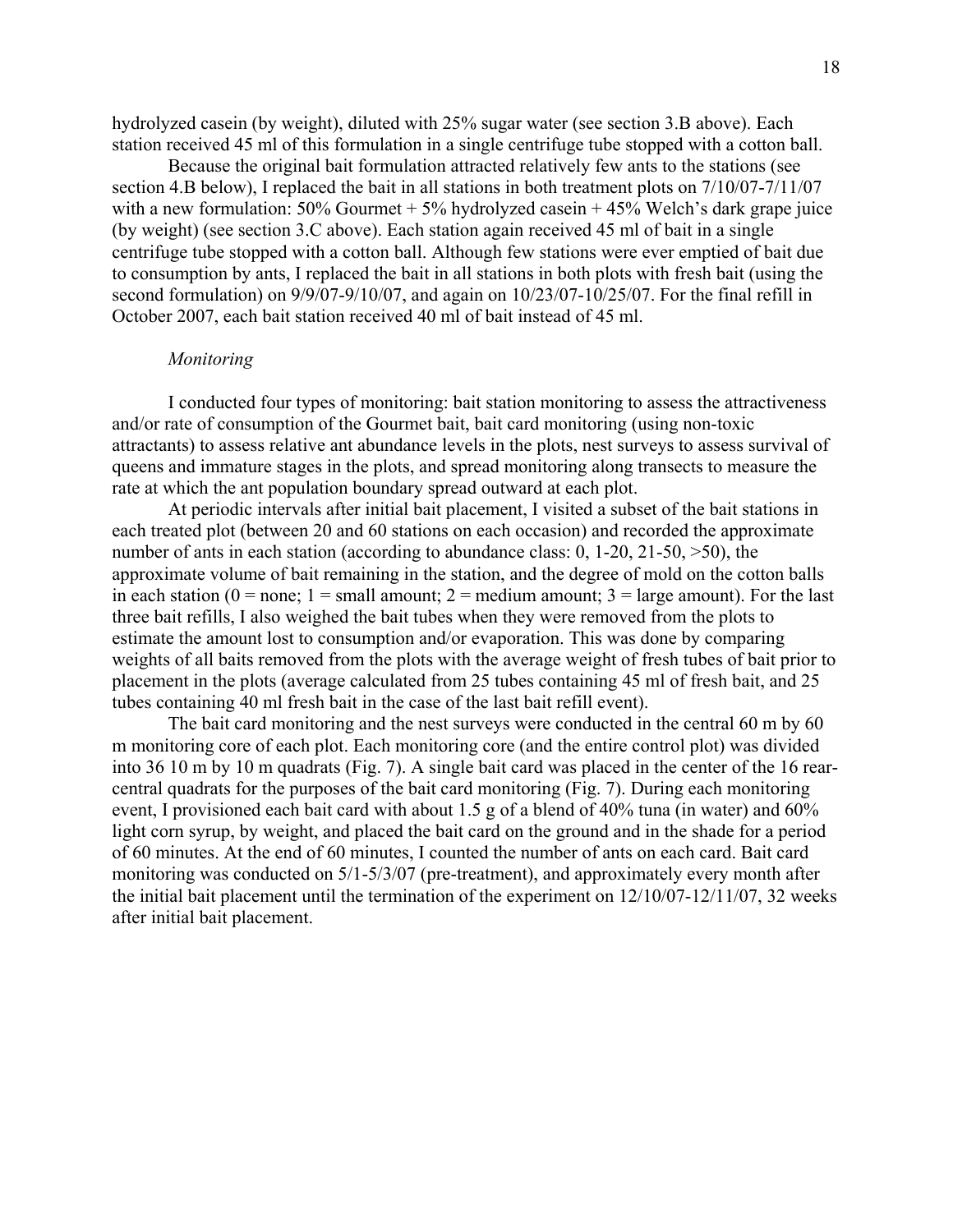hydrolyzed casein (by weight), diluted with 25% sugar water (see section 3.B above). Each station received 45 ml of this formulation in a single centrifuge tube stopped with a cotton ball.

Because the original bait formulation attracted relatively few ants to the stations (see section 4.B below), I replaced the bait in all stations in both treatment plots on 7/10/07-7/11/07 with a new formulation: 50% Gourmet + 5% hydrolyzed casein + 45% Welch's dark grape juice (by weight) (see section 3.C above). Each station again received 45 ml of bait in a single centrifuge tube stopped with a cotton ball. Although few stations were ever emptied of bait due to consumption by ants, I replaced the bait in all stations in both plots with fresh bait (using the second formulation) on 9/9/07-9/10/07, and again on 10/23/07-10/25/07. For the final refill in October 2007, each bait station received 40 ml of bait instead of 45 ml.

*Monitoring*

I conducted four types of monitoring: bait station monitoring to assess the attractiveness and/or rate of consumption of the Gourmet bait, bait card monitoring (using non-toxic attractants) to assess relative ant abundance levels in the plots, nest surveys to assess survival of queens and immature stages in the plots, and spread monitoring along transects to measure the rate at which the ant population boundary spread outward at each plot.

At periodic intervals after initial bait placement, I visited a subset of the bait stations in each treated plot (between 20 and 60 stations on each occasion) and recorded the approximate number of ants in each station (according to abundance class: 0, 1-20, 21-50, >50), the approximate volume of bait remaining in the station, and the degree of mold on the cotton balls in each station (0 = none; 1 = small amount; 2 = medium amount; 3 = large amount). For the last three bait refills, I also weighed the bait tubes when they were removed from the plots to estimate the amount lost to consumption and/or evaporation. This was done by comparing weights of all baits removed from the plots with the average weight of fresh tubes of bait prior to placement in the plots (average calculated from 25 tubes containing 45 ml of fresh bait, and 25 tubes containing 40 ml fresh bait in the case of the last bait refill event).

The bait card monitoring and the nest surveys were conducted in the central 60 m by 60 m monitoring core of each plot. Each monitoring core (and the entire control plot) was divided into 36 10 m by 10 m quadrats (Fig. 7). A single bait card was placed in the center of the 16 rear-central quadrats for the purposes of the bait card monitoring (Fig. 7). During each monitoring event, I provisioned each bait card with about 1.5 g of a blend of 40% tuna (in water) and 60% light corn syrup, by weight, and placed the bait card on the ground and in the shade for a period of 60 minutes. At the end of 60 minutes, I counted the number of ants on each card. Bait card monitoring was conducted on 5/1-5/3/07 (pre-treatment), and approximately every month after the initial bait placement until the termination of the experiment on 12/10/07-12/11/07, 32 weeks after initial bait placement.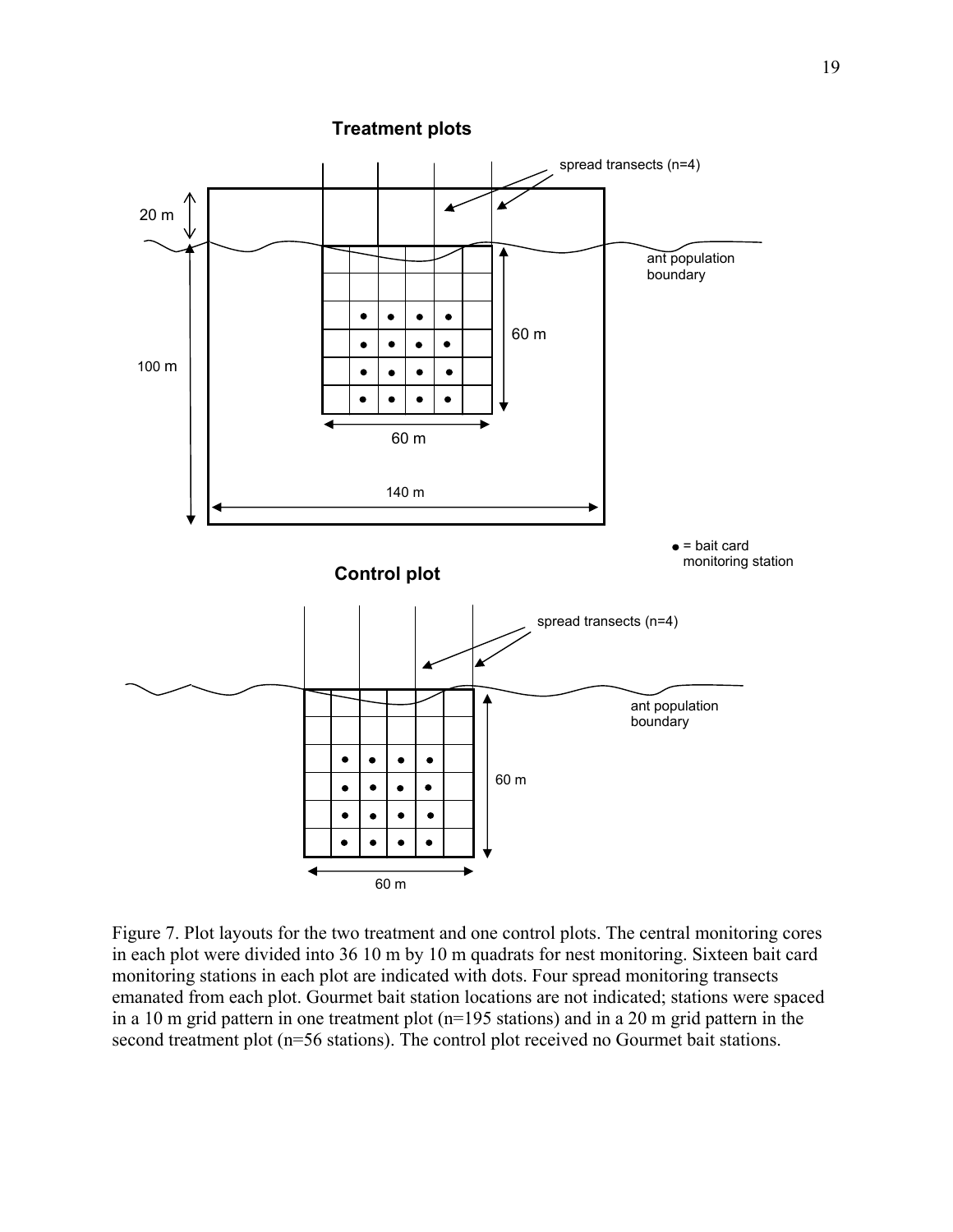**Treatment plots**

spread transects (n=4)

20 m

ant population boundary

60 m

100 m

60 m

140 m

● = bait card monitoring station

**Control plot**

spread transects (n=4)

ant population boundary

60 m

60 m

Figure 7. Plot layouts for the two treatment and one control plots. The central monitoring cores in each plot were divided into 36 10 m by 10 m quadrats for nest monitoring. Sixteen bait card monitoring stations in each plot are indicated with dots. Four spread monitoring transects emanated from each plot. Gourmet bait station locations are not indicated; stations were spaced in a 10 m grid pattern in one treatment plot (n=195 stations) and in a 20 m grid pattern in the second treatment plot (n=56 stations). The control plot received no Gourmet bait stations.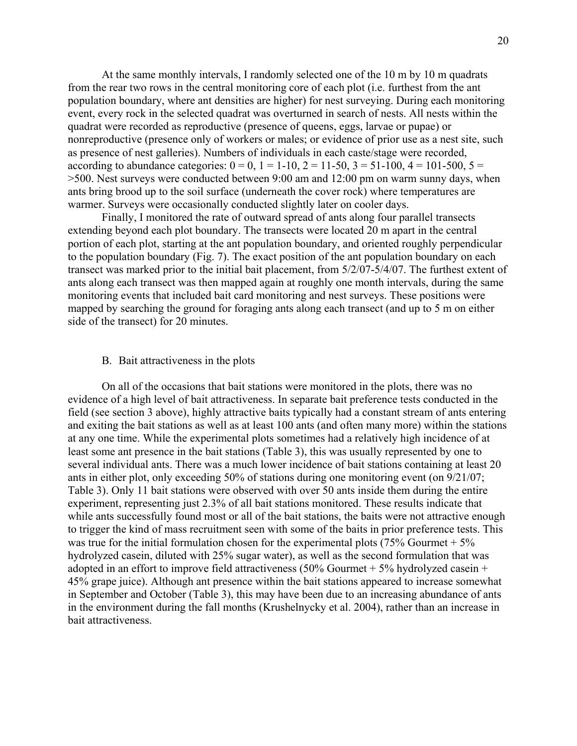At the same monthly intervals, I randomly selected one of the 10 m by 10 m quadrats from the rear two rows in the central monitoring core of each plot (i.e. furthest from the ant population boundary, where ant densities are higher) for nest surveying. During each monitoring event, every rock in the selected quadrat was overturned in search of nests. All nests within the quadrat were recorded as reproductive (presence of queens, eggs, larvae or pupae) or nonreproductive (presence only of workers or males; or evidence of prior use as a nest site, such as presence of nest galleries). Numbers of individuals in each caste/stage were recorded, according to abundance categories: 0 = 0, 1 = 1-10, 2 = 11-50, 3 = 51-100, 4 = 101-500, 5 = >500. Nest surveys were conducted between 9:00 am and 12:00 pm on warm sunny days, when ants bring brood up to the soil surface (underneath the cover rock) where temperatures are warmer. Surveys were occasionally conducted slightly later on cooler days.

Finally, I monitored the rate of outward spread of ants along four parallel transects extending beyond each plot boundary. The transects were located 20 m apart in the central portion of each plot, starting at the ant population boundary, and oriented roughly perpendicular to the population boundary (Fig. 7). The exact position of the ant population boundary on each transect was marked prior to the initial bait placement, from 5/2/07-5/4/07. The furthest extent of ants along each transect was then mapped again at roughly one month intervals, during the same monitoring events that included bait card monitoring and nest surveys. These positions were mapped by searching the ground for foraging ants along each transect (and up to 5 m on either side of the transect) for 20 minutes.

### B. Bait attractiveness in the plots

On all of the occasions that bait stations were monitored in the plots, there was no evidence of a high level of bait attractiveness. In separate bait preference tests conducted in the field (see section 3 above), highly attractive baits typically had a constant stream of ants entering and exiting the bait stations as well as at least 100 ants (and often many more) within the stations at any one time. While the experimental plots sometimes had a relatively high incidence of at least some ant presence in the bait stations (Table 3), this was usually represented by one to several individual ants. There was a much lower incidence of bait stations containing at least 20 ants in either plot, only exceeding 50% of stations during one monitoring event (on 9/21/07; Table 3). Only 11 bait stations were observed with over 50 ants inside them during the entire experiment, representing just 2.3% of all bait stations monitored. These results indicate that while ants successfully found most or all of the bait stations, the baits were not attractive enough to trigger the kind of mass recruitment seen with some of the baits in prior preference tests. This was true for the initial formulation chosen for the experimental plots (75% Gourmet + 5% hydrolyzed casein, diluted with 25% sugar water), as well as the second formulation that was adopted in an effort to improve field attractiveness (50% Gourmet + 5% hydrolyzed casein + 45% grape juice). Although ant presence within the bait stations appeared to increase somewhat in September and October (Table 3), this may have been due to an increasing abundance of ants in the environment during the fall months (Krushelnycky et al. 2004), rather than an increase in bait attractiveness.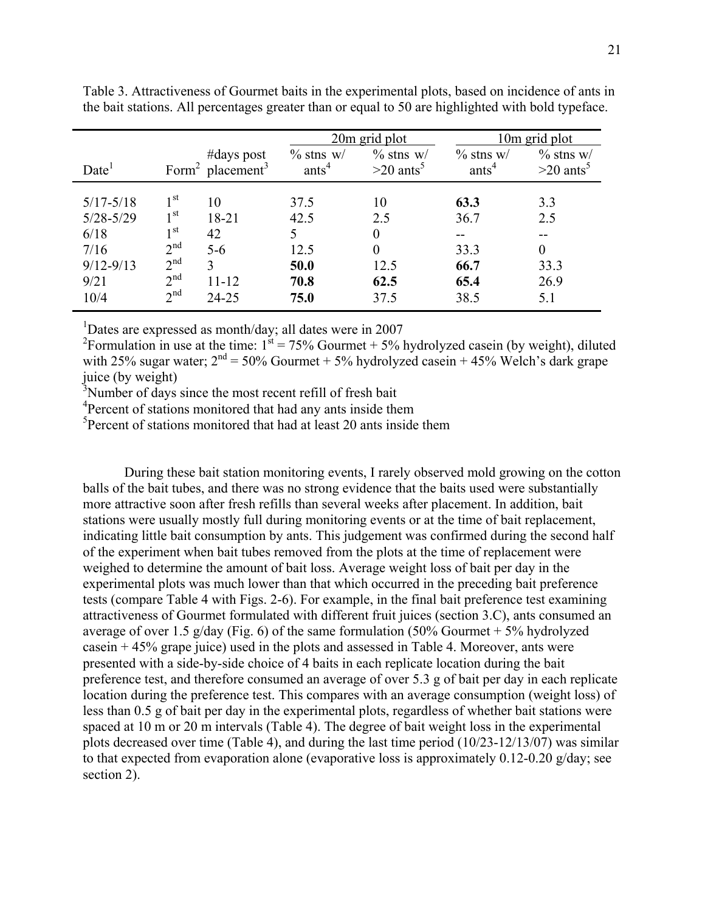Table 3. Attractiveness of Gourmet baits in the experimental plots, based on incidence of ants in the bait stations. All percentages greater than or equal to 50 are highlighted with bold typeface.

| | | | 20m grid plot | | 10m grid plot | |
|---|---|---|---|---|---|---|
| Date[1] | Form[2] | #days post placement[3] | % stns w/ ants[4] | % stns w/ >20 ants[5] | % stns w/ ants[4] | % stns w/ >20 ants[5] |
| 5/17-5/18 | 1st | 10 | 37.5 | 10 | **63.3** | 3.3 |
| 5/28-5/29 | 1st | 18-21 | 42.5 | 2.5 | 36.7 | 2.5 |
| 6/18 | 1st | 42 | 5 | 0 | -- | -- |
| 7/16 | 2nd | 5-6 | 12.5 | 0 | 33.3 | 0 |
| 9/12-9/13 | 2nd | 3 | **50.0** | 12.5 | **66.7** | 33.3 |
| 9/21 | 2nd | 11-12 | **70.8** | **62.5** | **65.4** | 26.9 |
| 10/4 | 2nd | 24-25 | **75.0** | 37.5 | 38.5 | 5.1 |

[1]Dates are expressed as month/day; all dates were in 2007

[2]Formulation in use at the time: 1st = 75% Gourmet + 5% hydrolyzed casein (by weight), diluted with 25% sugar water; 2nd = 50% Gourmet + 5% hydrolyzed casein + 45% Welch's dark grape juice (by weight)

[3]Number of days since the most recent refill of fresh bait

[4]Percent of stations monitored that had any ants inside them

[5]Percent of stations monitored that had at least 20 ants inside them

During these bait station monitoring events, I rarely observed mold growing on the cotton balls of the bait tubes, and there was no strong evidence that the baits used were substantially more attractive soon after fresh refills than several weeks after placement. In addition, bait stations were usually mostly full during monitoring events or at the time of bait replacement, indicating little bait consumption by ants. This judgement was confirmed during the second half of the experiment when bait tubes removed from the plots at the time of replacement were weighed to determine the amount of bait loss. Average weight loss of bait per day in the experimental plots was much lower than that which occurred in the preceding bait preference tests (compare Table 4 with Figs. 2-6). For example, in the final bait preference test examining attractiveness of Gourmet formulated with different fruit juices (section 3.C), ants consumed an average of over 1.5 g/day (Fig. 6) of the same formulation (50% Gourmet + 5% hydrolyzed casein + 45% grape juice) used in the plots and assessed in Table 4. Moreover, ants were presented with a side-by-side choice of 4 baits in each replicate location during the bait preference test, and therefore consumed an average of over 5.3 g of bait per day in each replicate location during the preference test. This compares with an average consumption (weight loss) of less than 0.5 g of bait per day in the experimental plots, regardless of whether bait stations were spaced at 10 m or 20 m intervals (Table 4). The degree of bait weight loss in the experimental plots decreased over time (Table 4), and during the last time period (10/23-12/13/07) was similar to that expected from evaporation alone (evaporative loss is approximately 0.12-0.20 g/day; see section 2).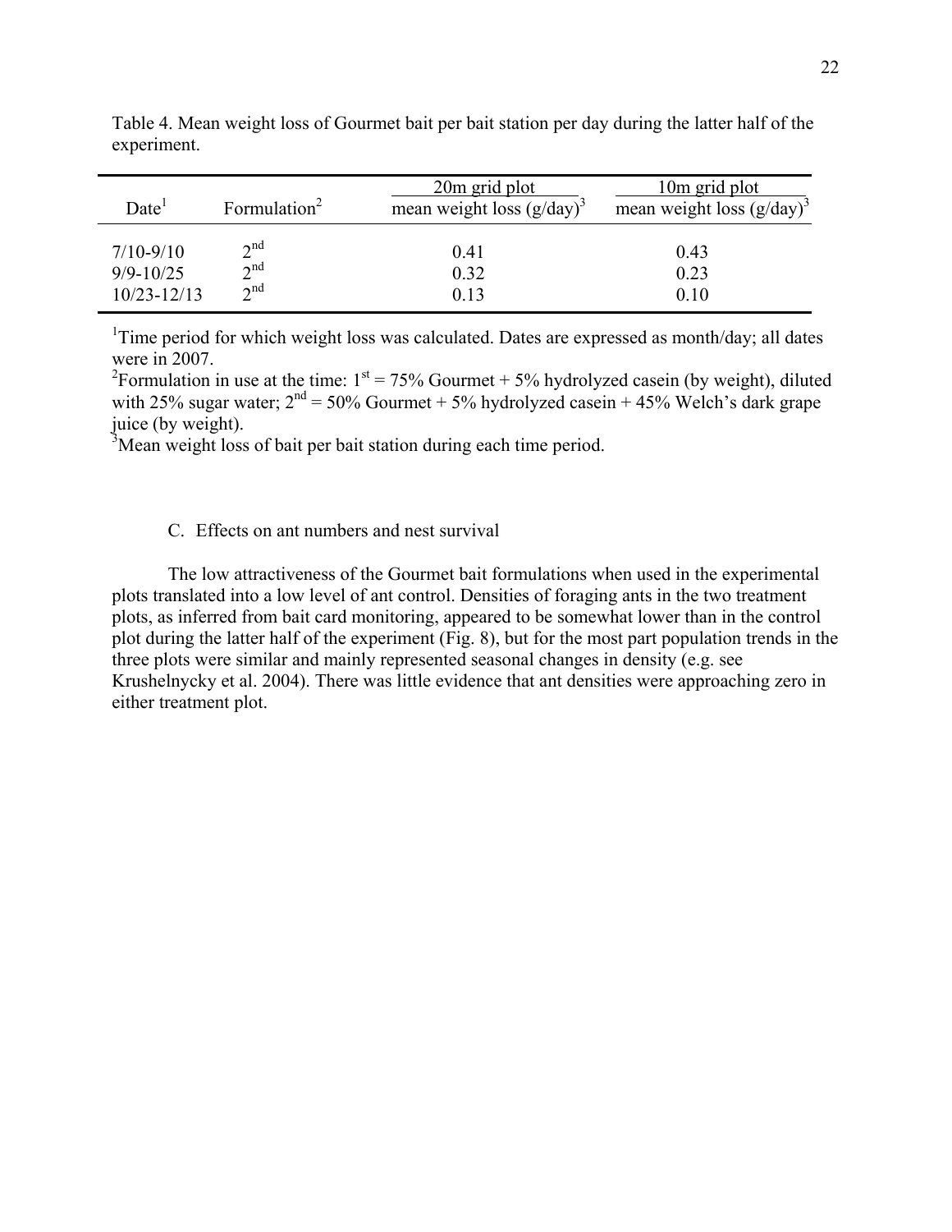Table 4. Mean weight loss of Gourmet bait per bait station per day during the latter half of the experiment.

| Date[1] | Formulation[2] | 20m grid plot mean weight loss (g/day)[3] | 10m grid plot mean weight loss (g/day)[3] |
|---|---|---|---|
| 7/10-9/10 | 2nd | 0.41 | 0.43 |
| 9/9-10/25 | 2nd | 0.32 | 0.23 |
| 10/23-12/13 | 2nd | 0.13 | 0.10 |

[1]Time period for which weight loss was calculated. Dates are expressed as month/day; all dates were in 2007.
[2]Formulation in use at the time: 1st = 75% Gourmet + 5% hydrolyzed casein (by weight), diluted with 25% sugar water; 2nd = 50% Gourmet + 5% hydrolyzed casein + 45% Welch's dark grape juice (by weight).
[3]Mean weight loss of bait per bait station during each time period.

C. Effects on ant numbers and nest survival

The low attractiveness of the Gourmet bait formulations when used in the experimental plots translated into a low level of ant control. Densities of foraging ants in the two treatment plots, as inferred from bait card monitoring, appeared to be somewhat lower than in the control plot during the latter half of the experiment (Fig. 8), but for the most part population trends in the three plots were similar and mainly represented seasonal changes in density (e.g. see Krushelnycky et al. 2004). There was little evidence that ant densities were approaching zero in either treatment plot.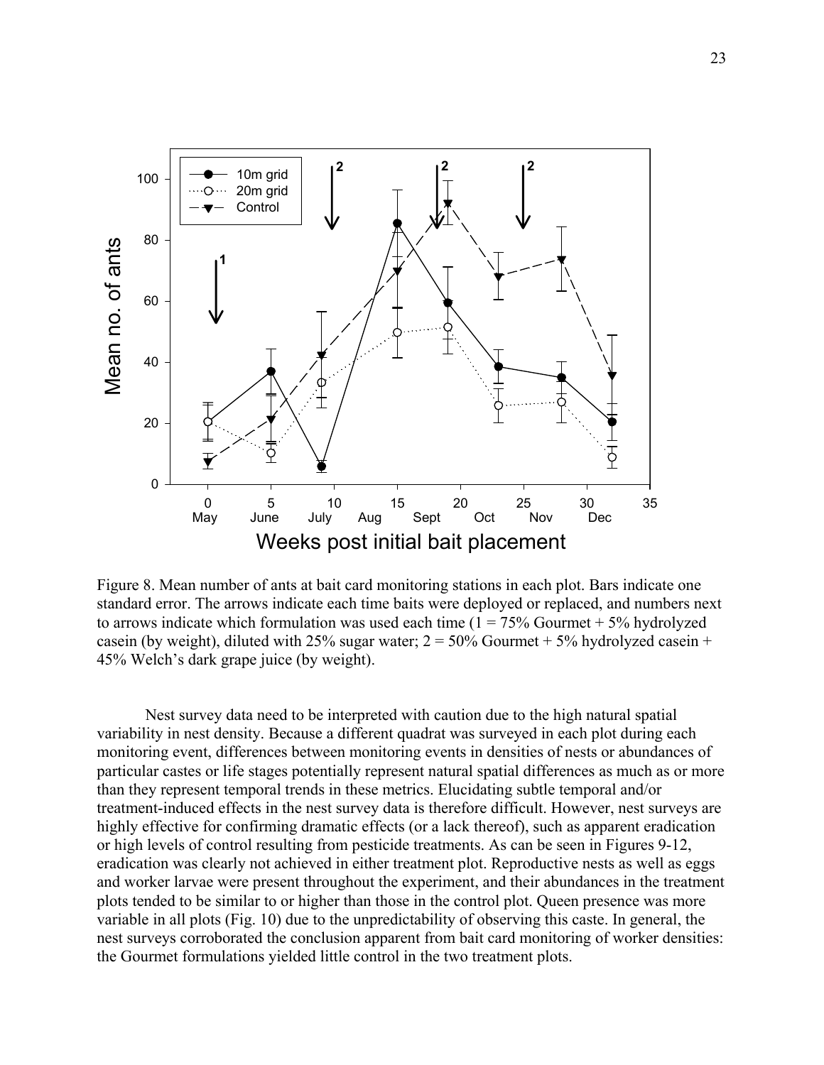Mean no. of ants

0
20
40
60
80
100

0 May
5 June
10 July
Aug
15 Sept
20 Oct
25 Nov
30 Dec
35

Weeks post initial bait placement

10m grid
20m grid
Control

1
2
2
2

Figure 8. Mean number of ants at bait card monitoring stations in each plot. Bars indicate one standard error. The arrows indicate each time baits were deployed or replaced, and numbers next to arrows indicate which formulation was used each time (1 = 75% Gourmet + 5% hydrolyzed casein (by weight), diluted with 25% sugar water; 2 = 50% Gourmet + 5% hydrolyzed casein + 45% Welch's dark grape juice (by weight).

Nest survey data need to be interpreted with caution due to the high natural spatial variability in nest density. Because a different quadrat was surveyed in each plot during each monitoring event, differences between monitoring events in densities of nests or abundances of particular castes or life stages potentially represent natural spatial differences as much as or more than they represent temporal trends in these metrics. Elucidating subtle temporal and/or treatment-induced effects in the nest survey data is therefore difficult. However, nest surveys are highly effective for confirming dramatic effects (or a lack thereof), such as apparent eradication or high levels of control resulting from pesticide treatments. As can be seen in Figures 9-12, eradication was clearly not achieved in either treatment plot. Reproductive nests as well as eggs and worker larvae were present throughout the experiment, and their abundances in the treatment plots tended to be similar to or higher than those in the control plot. Queen presence was more variable in all plots (Fig. 10) due to the unpredictability of observing this caste. In general, the nest surveys corroborated the conclusion apparent from bait card monitoring of worker densities: the Gourmet formulations yielded little control in the two treatment plots.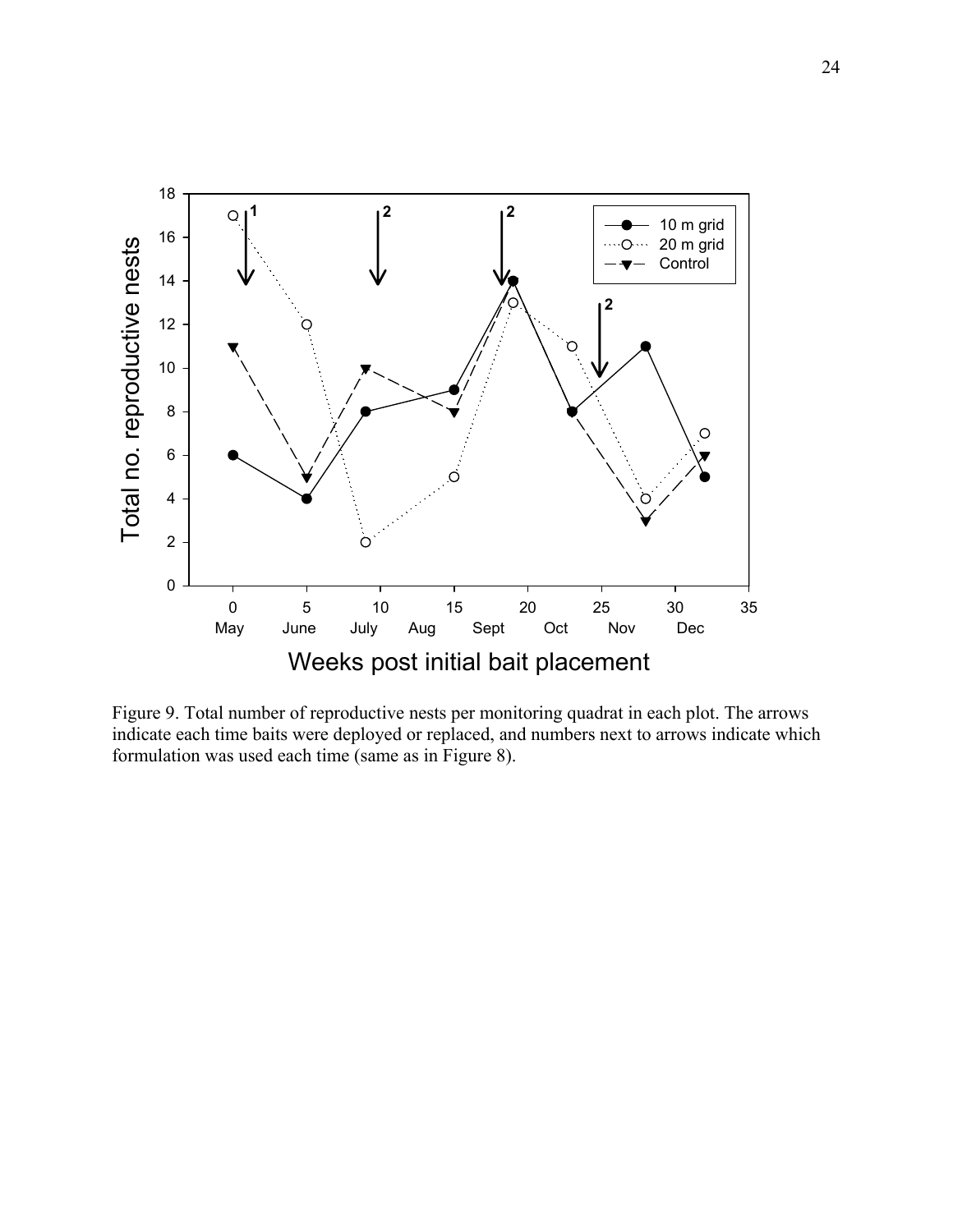18
16
14
12
10
8
6
4
2
0

Total no. reproductive nests

1
2
2
2

10 m grid
20 m grid
Control

0
5
10
15
20
25
30
35

May
June
July
Aug
Sept
Oct
Nov
Dec

Weeks post initial bait placement

Figure 9. Total number of reproductive nests per monitoring quadrat in each plot. The arrows indicate each time baits were deployed or replaced, and numbers next to arrows indicate which formulation was used each time (same as in Figure 8).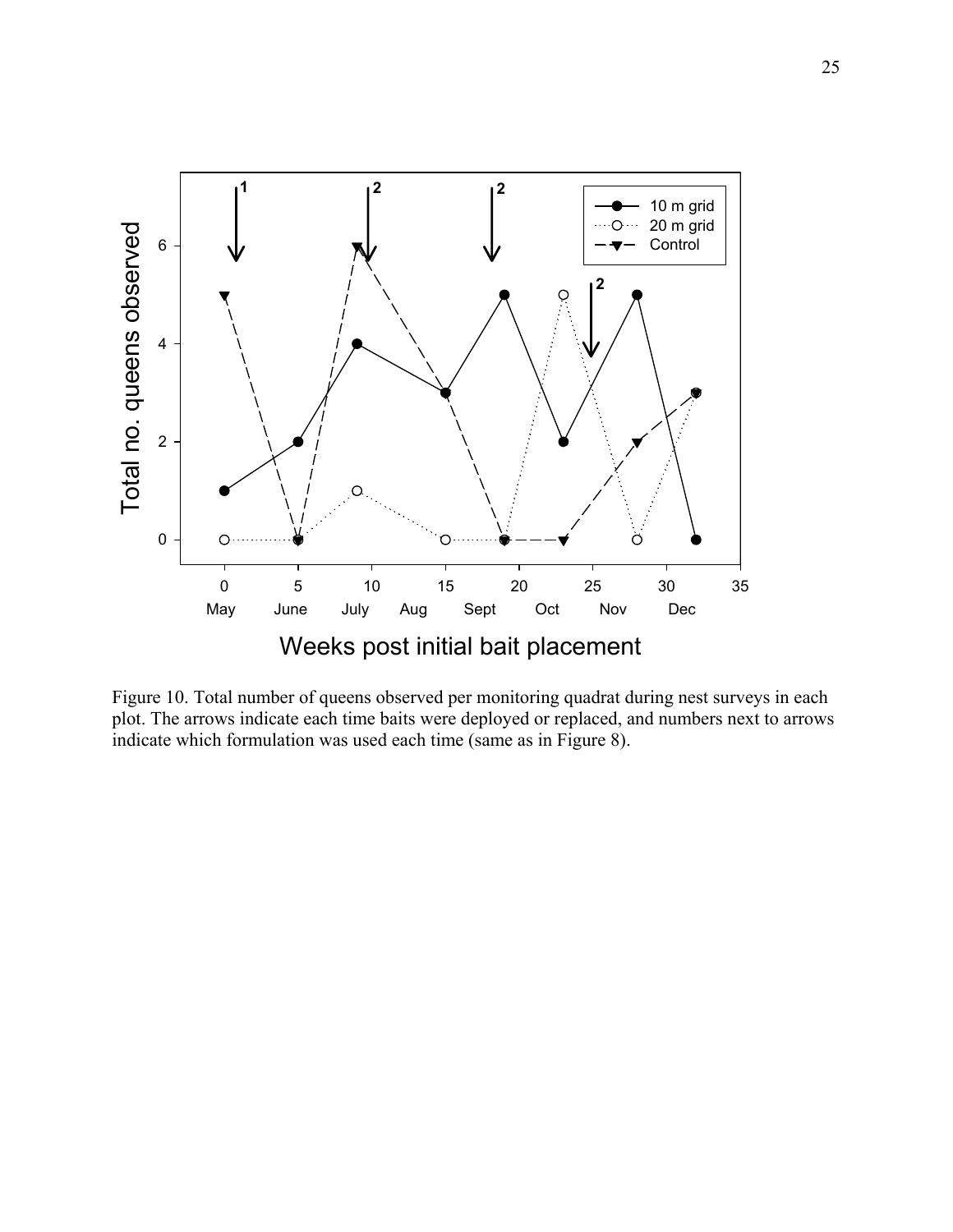1 2 2 2

10 m grid
20 m grid
Control

Total no. queens observed

0
2
4
6

0 5 10 15 20 25 30 35

May June July Aug Sept Oct Nov Dec

Weeks post initial bait placement

Figure 10. Total number of queens observed per monitoring quadrat during nest surveys in each plot. The arrows indicate each time baits were deployed or replaced, and numbers next to arrows indicate which formulation was used each time (same as in Figure 8).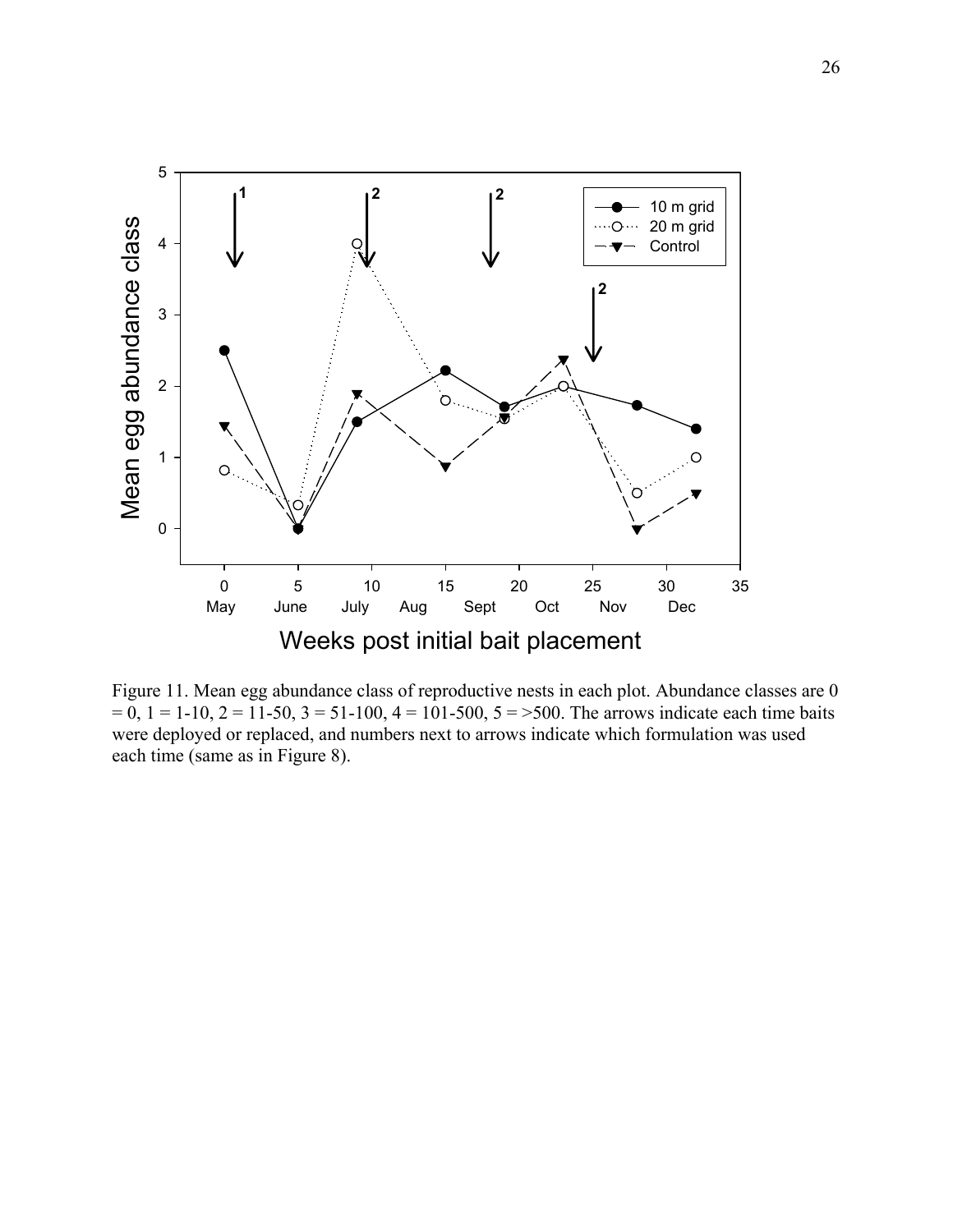Mean egg abundance class

Weeks post initial bait placement

0 5 10 15 20 25 30 35

May June July Aug Sept Oct Nov Dec

0 1 2 3 4 5

1 2 2 2

10 m grid
20 m grid
Control

Figure 11. Mean egg abundance class of reproductive nests in each plot. Abundance classes are 0 = 0, 1 = 1-10, 2 = 11-50, 3 = 51-100, 4 = 101-500, 5 = >500. The arrows indicate each time baits were deployed or replaced, and numbers next to arrows indicate which formulation was used each time (same as in Figure 8).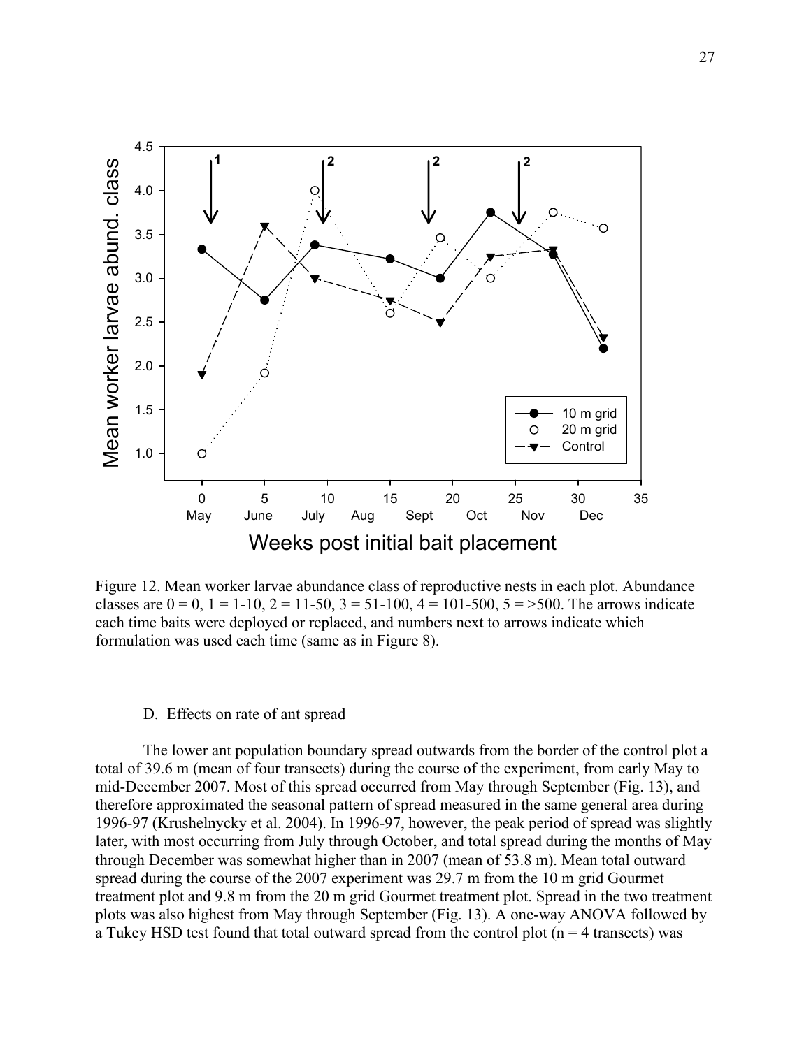4.5
4.0
3.5
3.0
2.5
2.0
1.5
1.0

Mean worker larvae abund. class

1
2
2
2

10 m grid
20 m grid
Control

0 5 10 15 20 25 30 35
May June July Aug Sept Oct Nov Dec

Weeks post initial bait placement

Figure 12. Mean worker larvae abundance class of reproductive nests in each plot. Abundance classes are 0 = 0, 1 = 1-10, 2 = 11-50, 3 = 51-100, 4 = 101-500, 5 = >500. The arrows indicate each time baits were deployed or replaced, and numbers next to arrows indicate which formulation was used each time (same as in Figure 8).

D. Effects on rate of ant spread

The lower ant population boundary spread outwards from the border of the control plot a total of 39.6 m (mean of four transects) during the course of the experiment, from early May to mid-December 2007. Most of this spread occurred from May through September (Fig. 13), and therefore approximated the seasonal pattern of spread measured in the same general area during 1996-97 (Krushelnycky et al. 2004). In 1996-97, however, the peak period of spread was slightly later, with most occurring from July through October, and total spread during the months of May through December was somewhat higher than in 2007 (mean of 53.8 m). Mean total outward spread during the course of the 2007 experiment was 29.7 m from the 10 m grid Gourmet treatment plot and 9.8 m from the 20 m grid Gourmet treatment plot. Spread in the two treatment plots was also highest from May through September (Fig. 13). A one-way ANOVA followed by a Tukey HSD test found that total outward spread from the control plot ($n = 4$ transects) was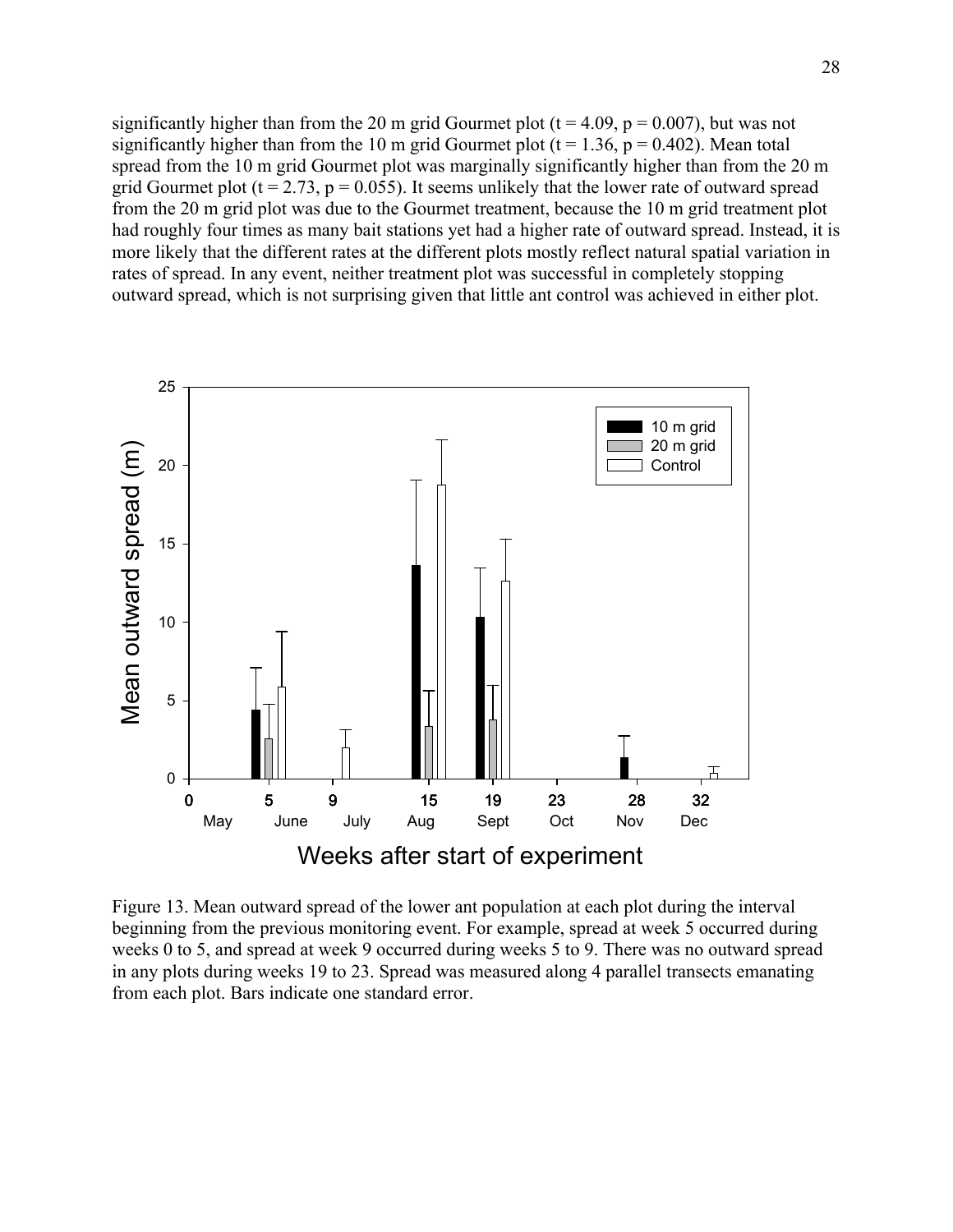significantly higher than from the 20 m grid Gourmet plot ($t = 4.09$, $p = 0.007$), but was not significantly higher than from the 10 m grid Gourmet plot ($t = 1.36$, $p = 0.402$). Mean total spread from the 10 m grid Gourmet plot was marginally significantly higher than from the 20 m grid Gourmet plot ($t = 2.73$, $p = 0.055$). It seems unlikely that the lower rate of outward spread from the 20 m grid plot was due to the Gourmet treatment, because the 10 m grid treatment plot had roughly four times as many bait stations yet had a higher rate of outward spread. Instead, it is more likely that the different rates at the different plots mostly reflect natural spatial variation in rates of spread. In any event, neither treatment plot was successful in completely stopping outward spread, which is not surprising given that little ant control was achieved in either plot.

Mean outward spread (m)
25
20
15
10
5
0

10 m grid
20 m grid
Control

0 5 9 15 19 23 28 32
May June July Aug Sept Oct Nov Dec
Weeks after start of experiment

Figure 13. Mean outward spread of the lower ant population at each plot during the interval beginning from the previous monitoring event. For example, spread at week 5 occurred during weeks 0 to 5, and spread at week 9 occurred during weeks 5 to 9. There was no outward spread in any plots during weeks 19 to 23. Spread was measured along 4 parallel transects emanating from each plot. Bars indicate one standard error.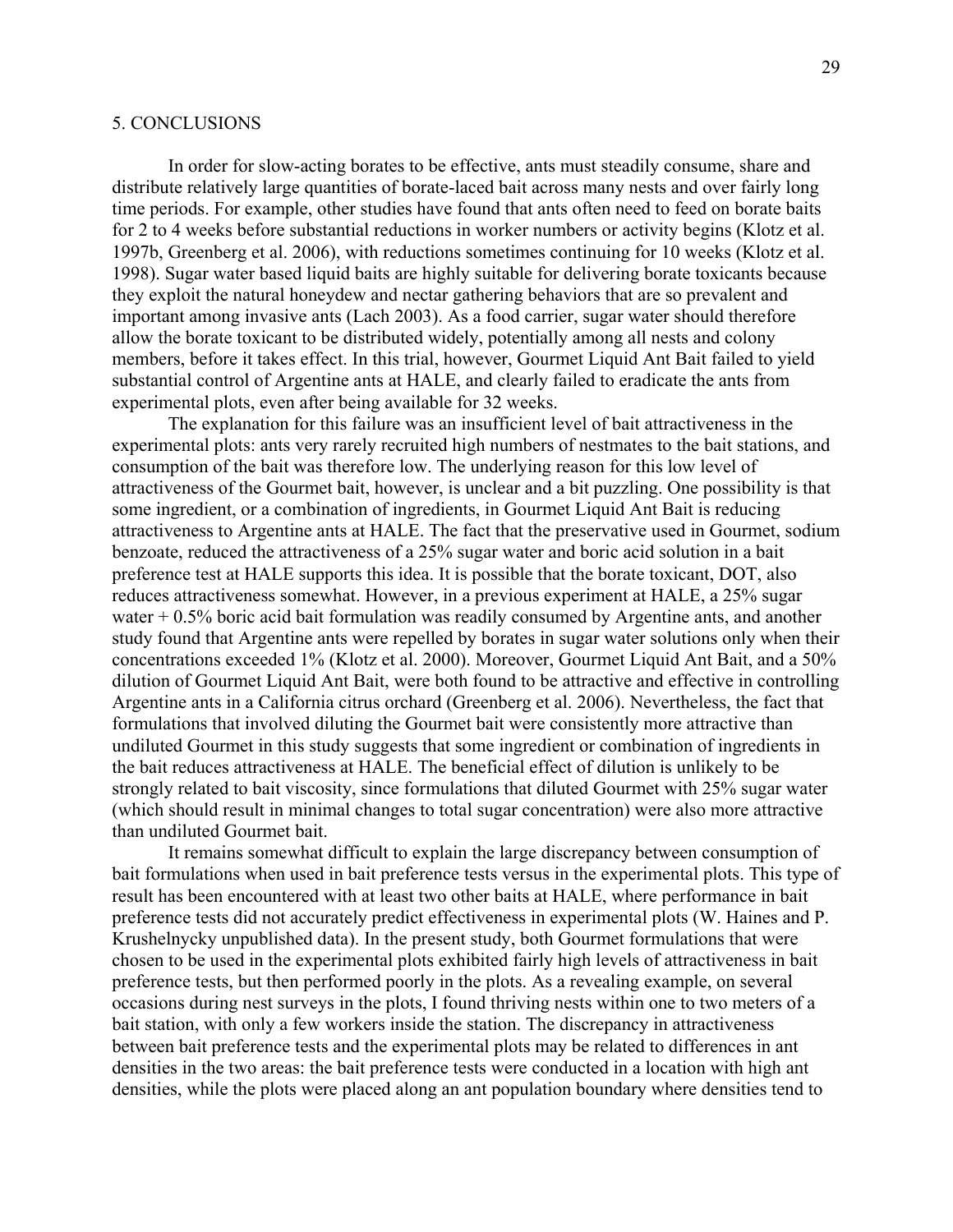## 5. CONCLUSIONS

In order for slow-acting borates to be effective, ants must steadily consume, share and distribute relatively large quantities of borate-laced bait across many nests and over fairly long time periods. For example, other studies have found that ants often need to feed on borate baits for 2 to 4 weeks before substantial reductions in worker numbers or activity begins (Klotz et al. 1997b, Greenberg et al. 2006), with reductions sometimes continuing for 10 weeks (Klotz et al. 1998). Sugar water based liquid baits are highly suitable for delivering borate toxicants because they exploit the natural honeydew and nectar gathering behaviors that are so prevalent and important among invasive ants (Lach 2003). As a food carrier, sugar water should therefore allow the borate toxicant to be distributed widely, potentially among all nests and colony members, before it takes effect. In this trial, however, Gourmet Liquid Ant Bait failed to yield substantial control of Argentine ants at HALE, and clearly failed to eradicate the ants from experimental plots, even after being available for 32 weeks.

The explanation for this failure was an insufficient level of bait attractiveness in the experimental plots: ants very rarely recruited high numbers of nestmates to the bait stations, and consumption of the bait was therefore low. The underlying reason for this low level of attractiveness of the Gourmet bait, however, is unclear and a bit puzzling. One possibility is that some ingredient, or a combination of ingredients, in Gourmet Liquid Ant Bait is reducing attractiveness to Argentine ants at HALE. The fact that the preservative used in Gourmet, sodium benzoate, reduced the attractiveness of a 25% sugar water and boric acid solution in a bait preference test at HALE supports this idea. It is possible that the borate toxicant, DOT, also reduces attractiveness somewhat. However, in a previous experiment at HALE, a 25% sugar water + 0.5% boric acid bait formulation was readily consumed by Argentine ants, and another study found that Argentine ants were repelled by borates in sugar water solutions only when their concentrations exceeded 1% (Klotz et al. 2000). Moreover, Gourmet Liquid Ant Bait, and a 50% dilution of Gourmet Liquid Ant Bait, were both found to be attractive and effective in controlling Argentine ants in a California citrus orchard (Greenberg et al. 2006). Nevertheless, the fact that formulations that involved diluting the Gourmet bait were consistently more attractive than undiluted Gourmet in this study suggests that some ingredient or combination of ingredients in the bait reduces attractiveness at HALE. The beneficial effect of dilution is unlikely to be strongly related to bait viscosity, since formulations that diluted Gourmet with 25% sugar water (which should result in minimal changes to total sugar concentration) were also more attractive than undiluted Gourmet bait.

It remains somewhat difficult to explain the large discrepancy between consumption of bait formulations when used in bait preference tests versus in the experimental plots. This type of result has been encountered with at least two other baits at HALE, where performance in bait preference tests did not accurately predict effectiveness in experimental plots (W. Haines and P. Krushelnycky unpublished data). In the present study, both Gourmet formulations that were chosen to be used in the experimental plots exhibited fairly high levels of attractiveness in bait preference tests, but then performed poorly in the plots. As a revealing example, on several occasions during nest surveys in the plots, I found thriving nests within one to two meters of a bait station, with only a few workers inside the station. The discrepancy in attractiveness between bait preference tests and the experimental plots may be related to differences in ant densities in the two areas: the bait preference tests were conducted in a location with high ant densities, while the plots were placed along an ant population boundary where densities tend to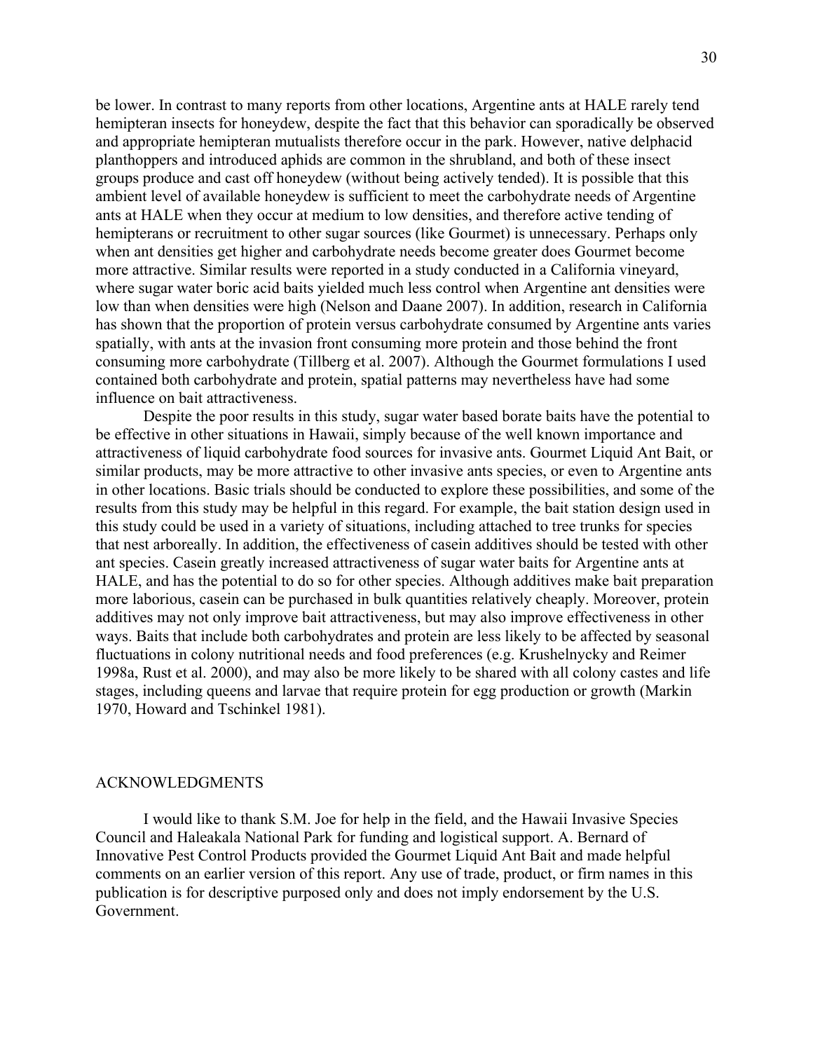be lower. In contrast to many reports from other locations, Argentine ants at HALE rarely tend hemipteran insects for honeydew, despite the fact that this behavior can sporadically be observed and appropriate hemipteran mutualists therefore occur in the park. However, native delphacid planthoppers and introduced aphids are common in the shrubland, and both of these insect groups produce and cast off honeydew (without being actively tended). It is possible that this ambient level of available honeydew is sufficient to meet the carbohydrate needs of Argentine ants at HALE when they occur at medium to low densities, and therefore active tending of hemipterans or recruitment to other sugar sources (like Gourmet) is unnecessary. Perhaps only when ant densities get higher and carbohydrate needs become greater does Gourmet become more attractive. Similar results were reported in a study conducted in a California vineyard, where sugar water boric acid baits yielded much less control when Argentine ant densities were low than when densities were high (Nelson and Daane 2007). In addition, research in California has shown that the proportion of protein versus carbohydrate consumed by Argentine ants varies spatially, with ants at the invasion front consuming more protein and those behind the front consuming more carbohydrate (Tillberg et al. 2007). Although the Gourmet formulations I used contained both carbohydrate and protein, spatial patterns may nevertheless have had some influence on bait attractiveness.

Despite the poor results in this study, sugar water based borate baits have the potential to be effective in other situations in Hawaii, simply because of the well known importance and attractiveness of liquid carbohydrate food sources for invasive ants. Gourmet Liquid Ant Bait, or similar products, may be more attractive to other invasive ants species, or even to Argentine ants in other locations. Basic trials should be conducted to explore these possibilities, and some of the results from this study may be helpful in this regard. For example, the bait station design used in this study could be used in a variety of situations, including attached to tree trunks for species that nest arboreally. In addition, the effectiveness of casein additives should be tested with other ant species. Casein greatly increased attractiveness of sugar water baits for Argentine ants at HALE, and has the potential to do so for other species. Although additives make bait preparation more laborious, casein can be purchased in bulk quantities relatively cheaply. Moreover, protein additives may not only improve bait attractiveness, but may also improve effectiveness in other ways. Baits that include both carbohydrates and protein are less likely to be affected by seasonal fluctuations in colony nutritional needs and food preferences (e.g. Krushelnycky and Reimer 1998a, Rust et al. 2000), and may also be more likely to be shared with all colony castes and life stages, including queens and larvae that require protein for egg production or growth (Markin 1970, Howard and Tschinkel 1981).

## ACKNOWLEDGMENTS

I would like to thank S.M. Joe for help in the field, and the Hawaii Invasive Species Council and Haleakala National Park for funding and logistical support. A. Bernard of Innovative Pest Control Products provided the Gourmet Liquid Ant Bait and made helpful comments on an earlier version of this report. Any use of trade, product, or firm names in this publication is for descriptive purposed only and does not imply endorsement by the U.S. Government.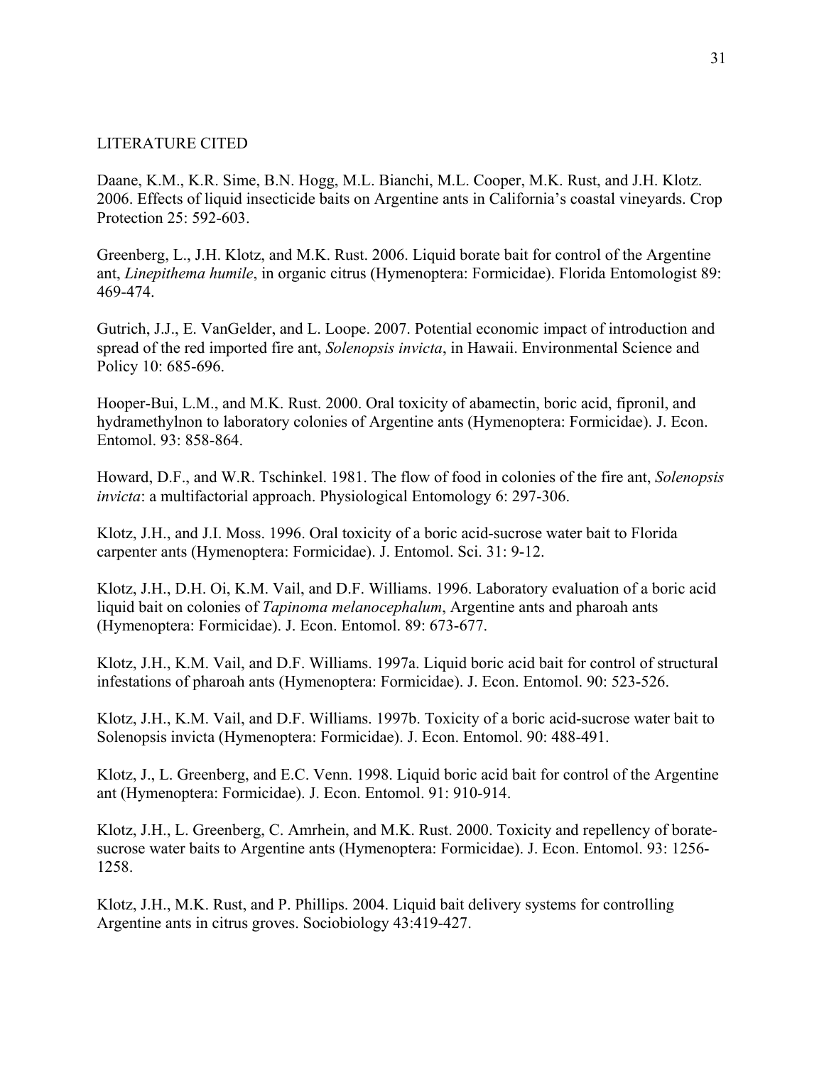LITERATURE CITED

Daane, K.M., K.R. Sime, B.N. Hogg, M.L. Bianchi, M.L. Cooper, M.K. Rust, and J.H. Klotz. 2006. Effects of liquid insecticide baits on Argentine ants in California's coastal vineyards. Crop Protection 25: 592-603.

Greenberg, L., J.H. Klotz, and M.K. Rust. 2006. Liquid borate bait for control of the Argentine ant, *Linepithema humile*, in organic citrus (Hymenoptera: Formicidae). Florida Entomologist 89: 469-474.

Gutrich, J.J., E. VanGelder, and L. Loope. 2007. Potential economic impact of introduction and spread of the red imported fire ant, *Solenopsis invicta*, in Hawaii. Environmental Science and Policy 10: 685-696.

Hooper-Bui, L.M., and M.K. Rust. 2000. Oral toxicity of abamectin, boric acid, fipronil, and hydramethylnon to laboratory colonies of Argentine ants (Hymenoptera: Formicidae). J. Econ. Entomol. 93: 858-864.

Howard, D.F., and W.R. Tschinkel. 1981. The flow of food in colonies of the fire ant, *Solenopsis invicta*: a multifactorial approach. Physiological Entomology 6: 297-306.

Klotz, J.H., and J.I. Moss. 1996. Oral toxicity of a boric acid-sucrose water bait to Florida carpenter ants (Hymenoptera: Formicidae). J. Entomol. Sci. 31: 9-12.

Klotz, J.H., D.H. Oi, K.M. Vail, and D.F. Williams. 1996. Laboratory evaluation of a boric acid liquid bait on colonies of *Tapinoma melanocephalum*, Argentine ants and pharoah ants (Hymenoptera: Formicidae). J. Econ. Entomol. 89: 673-677.

Klotz, J.H., K.M. Vail, and D.F. Williams. 1997a. Liquid boric acid bait for control of structural infestations of pharoah ants (Hymenoptera: Formicidae). J. Econ. Entomol. 90: 523-526.

Klotz, J.H., K.M. Vail, and D.F. Williams. 1997b. Toxicity of a boric acid-sucrose water bait to Solenopsis invicta (Hymenoptera: Formicidae). J. Econ. Entomol. 90: 488-491.

Klotz, J., L. Greenberg, and E.C. Venn. 1998. Liquid boric acid bait for control of the Argentine ant (Hymenoptera: Formicidae). J. Econ. Entomol. 91: 910-914.

Klotz, J.H., L. Greenberg, C. Amrhein, and M.K. Rust. 2000. Toxicity and repellency of borate-sucrose water baits to Argentine ants (Hymenoptera: Formicidae). J. Econ. Entomol. 93: 1256-1258.

Klotz, J.H., M.K. Rust, and P. Phillips. 2004. Liquid bait delivery systems for controlling Argentine ants in citrus groves. Sociobiology 43:419-427.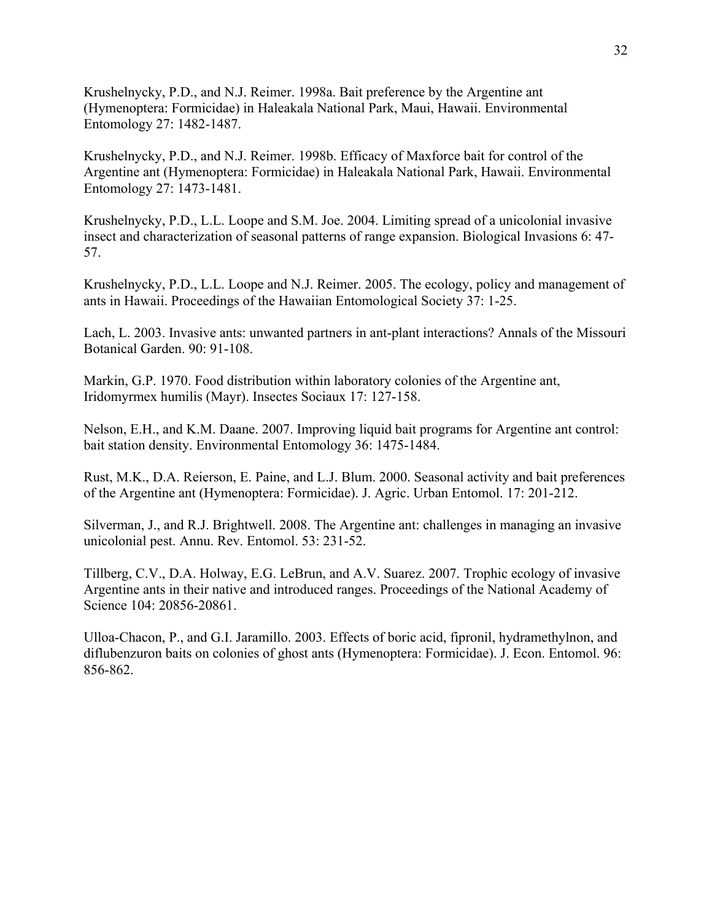Krushelnycky, P.D., and N.J. Reimer. 1998a. Bait preference by the Argentine ant (Hymenoptera: Formicidae) in Haleakala National Park, Maui, Hawaii. Environmental Entomology 27: 1482-1487.

Krushelnycky, P.D., and N.J. Reimer. 1998b. Efficacy of Maxforce bait for control of the Argentine ant (Hymenoptera: Formicidae) in Haleakala National Park, Hawaii. Environmental Entomology 27: 1473-1481.

Krushelnycky, P.D., L.L. Loope and S.M. Joe. 2004. Limiting spread of a unicolonial invasive insect and characterization of seasonal patterns of range expansion. Biological Invasions 6: 47-57.

Krushelnycky, P.D., L.L. Loope and N.J. Reimer. 2005. The ecology, policy and management of ants in Hawaii. Proceedings of the Hawaiian Entomological Society 37: 1-25.

Lach, L. 2003. Invasive ants: unwanted partners in ant-plant interactions? Annals of the Missouri Botanical Garden. 90: 91-108.

Markin, G.P. 1970. Food distribution within laboratory colonies of the Argentine ant, Iridomyrmex humilis (Mayr). Insectes Sociaux 17: 127-158.

Nelson, E.H., and K.M. Daane. 2007. Improving liquid bait programs for Argentine ant control: bait station density. Environmental Entomology 36: 1475-1484.

Rust, M.K., D.A. Reierson, E. Paine, and L.J. Blum. 2000. Seasonal activity and bait preferences of the Argentine ant (Hymenoptera: Formicidae). J. Agric. Urban Entomol. 17: 201-212.

Silverman, J., and R.J. Brightwell. 2008. The Argentine ant: challenges in managing an invasive unicolonial pest. Annu. Rev. Entomol. 53: 231-52.

Tillberg, C.V., D.A. Holway, E.G. LeBrun, and A.V. Suarez. 2007. Trophic ecology of invasive Argentine ants in their native and introduced ranges. Proceedings of the National Academy of Science 104: 20856-20861.

Ulloa-Chacon, P., and G.I. Jaramillo. 2003. Effects of boric acid, fipronil, hydramethylnon, and diflubenzuron baits on colonies of ghost ants (Hymenoptera: Formicidae). J. Econ. Entomol. 96: 856-862.